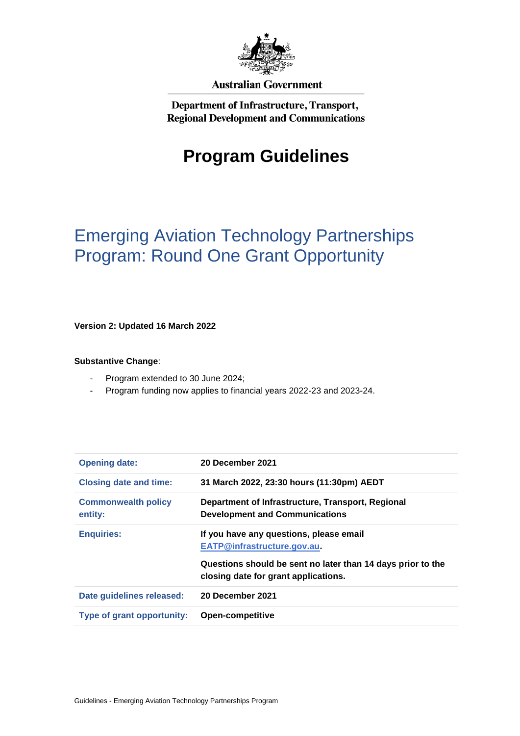Australian Government

Department of Infrastructure, Transport, Regional Development and Communications

# Program Guidelines

## Emerging Aviation Technology Partnerships Program: Round One Grant Opportunity

**Version 2: Updated 16 March 2022**

**Substantive Change**:

- Program extended to 30 June 2024;
- Program funding now applies to financial years 2022-23 and 2023-24.

| | |
|---|---|
| **Opening date:** | **20 December 2021** |
| **Closing date and time:** | **31 March 2022, 23:30 hours (11:30pm) AEDT** |
| **Commonwealth policy entity:** | **Department of Infrastructure, Transport, Regional Development and Communications** |
| **Enquiries:** | **If you have any questions, please email EATP@infrastructure.gov.au.** **Questions should be sent no later than 14 days prior to the closing date for grant applications.** |
| **Date guidelines released:** | **20 December 2021** |
| **Type of grant opportunity:** | **Open-competitive** |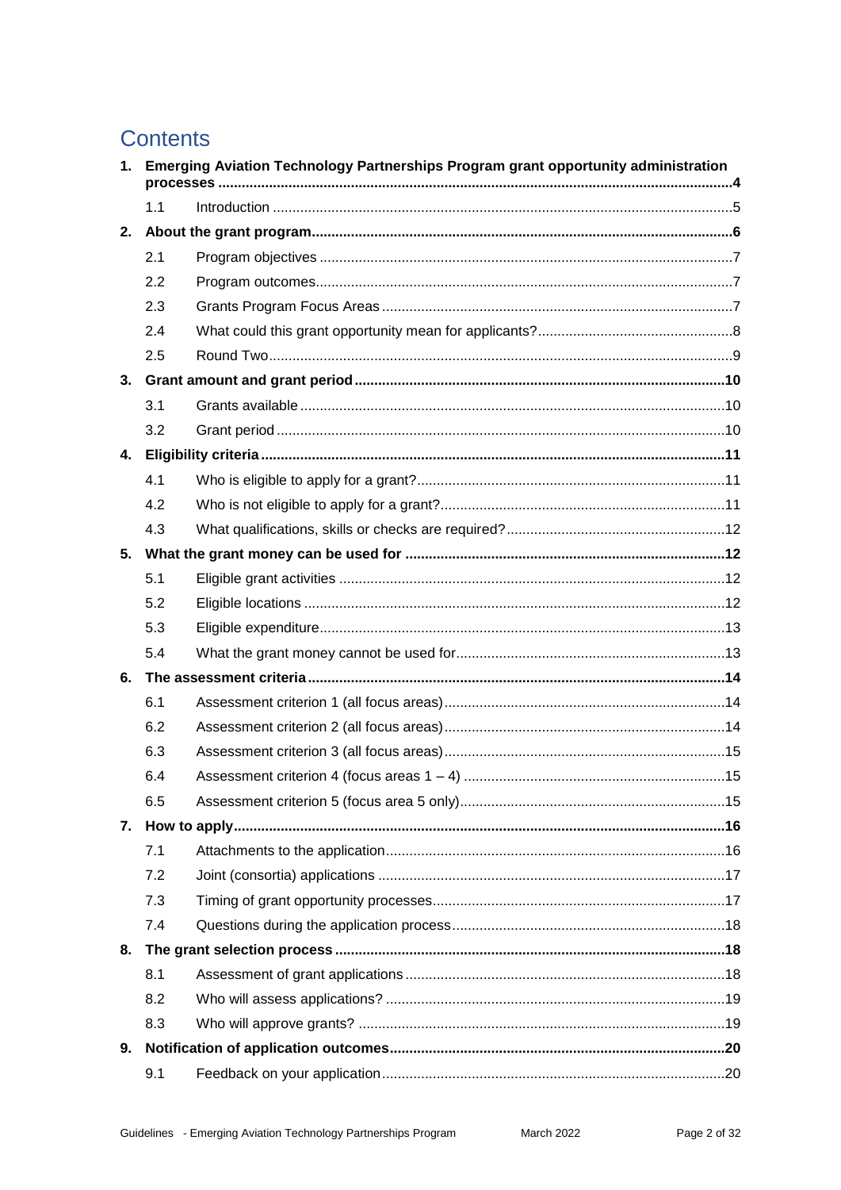# Contents

**1. Emerging Aviation Technology Partnerships Program grant opportunity administration processes .................................................................................................................4**

- 1.1 Introduction .....................................................................................................5

**2. About the grant program.........................................................................................6**

- 2.1 Program objectives .........................................................................................7
- 2.2 Program outcomes..........................................................................................7
- 2.3 Grants Program Focus Areas ..........................................................................7
- 2.4 What could this grant opportunity mean for applicants?.................................8
- 2.5 Round Two.......................................................................................................9

**3. Grant amount and grant period .............................................................................10**

- 3.1 Grants available ..............................................................................................10
- 3.2 Grant period ....................................................................................................10

**4. Eligibility criteria .....................................................................................................11**

- 4.1 Who is eligible to apply for a grant?...............................................................11
- 4.2 Who is not eligible to apply for a grant?.........................................................11
- 4.3 What qualifications, skills or checks are required?........................................12

**5. What the grant money can be used for .................................................................12**

- 5.1 Eligible grant activities ...................................................................................12
- 5.2 Eligible locations ............................................................................................12
- 5.3 Eligible expenditure........................................................................................13
- 5.4 What the grant money cannot be used for.......................................................13

**6. The assessment criteria ..........................................................................................14**

- 6.1 Assessment criterion 1 (all focus areas).........................................................14
- 6.2 Assessment criterion 2 (all focus areas).........................................................14
- 6.3 Assessment criterion 3 (all focus areas).........................................................15
- 6.4 Assessment criterion 4 (focus areas 1 – 4) ....................................................15
- 6.5 Assessment criterion 5 (focus area 5 only).....................................................15

**7. How to apply.............................................................................................................16**

- 7.1 Attachments to the application.......................................................................16
- 7.2 Joint (consortia) applications .........................................................................17
- 7.3 Timing of grant opportunity processes............................................................17
- 7.4 Questions during the application process.......................................................18

**8. The grant selection process ....................................................................................18**

- 8.1 Assessment of grant applications ...................................................................18
- 8.2 Who will assess applications? ........................................................................19
- 8.3 Who will approve grants? ...............................................................................19

**9. Notification of application outcomes.....................................................................20**

- 9.1 Feedback on your application.........................................................................20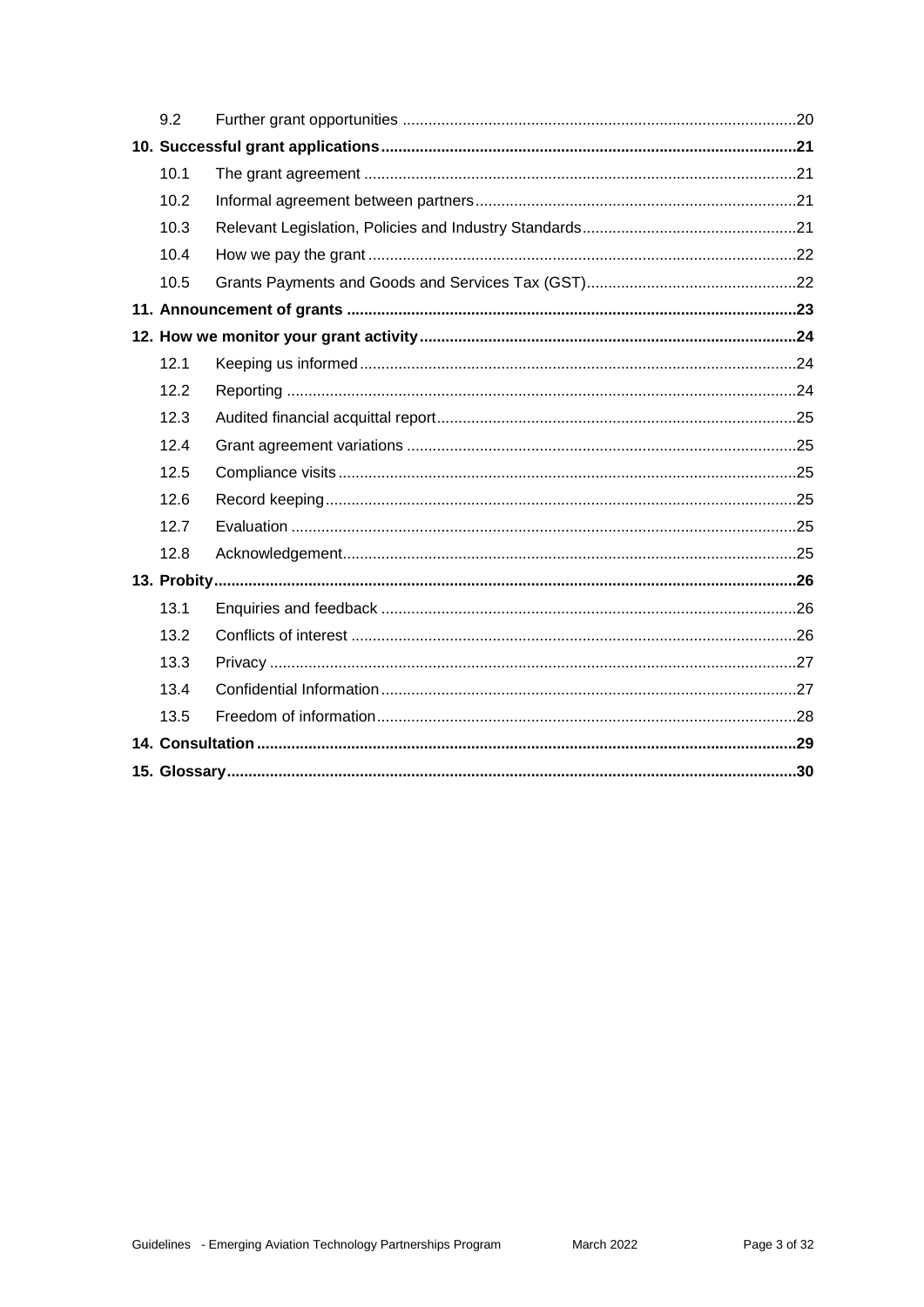| | | |
|---|---|---|
| 9.2 | Further grant opportunities | 20 |
| **10. Successful grant applications** | | **21** |
| 10.1 | The grant agreement | 21 |
| 10.2 | Informal agreement between partners | 21 |
| 10.3 | Relevant Legislation, Policies and Industry Standards | 21 |
| 10.4 | How we pay the grant | 22 |
| 10.5 | Grants Payments and Goods and Services Tax (GST) | 22 |
| **11. Announcement of grants** | | **23** |
| **12. How we monitor your grant activity** | | **24** |
| 12.1 | Keeping us informed | 24 |
| 12.2 | Reporting | 24 |
| 12.3 | Audited financial acquittal report | 25 |
| 12.4 | Grant agreement variations | 25 |
| 12.5 | Compliance visits | 25 |
| 12.6 | Record keeping | 25 |
| 12.7 | Evaluation | 25 |
| 12.8 | Acknowledgement | 25 |
| **13. Probity** | | **26** |
| 13.1 | Enquiries and feedback | 26 |
| 13.2 | Conflicts of interest | 26 |
| 13.3 | Privacy | 27 |
| 13.4 | Confidential Information | 27 |
| 13.5 | Freedom of information | 28 |
| **14. Consultation** | | **29** |
| **15. Glossary** | | **30** |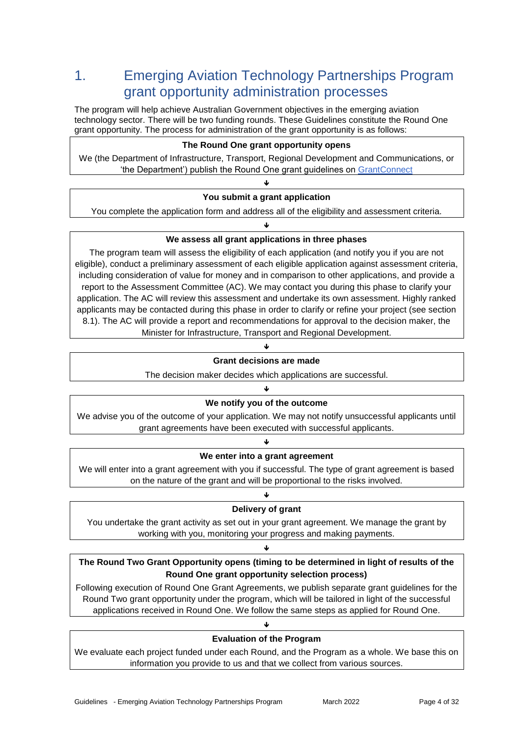# 1. Emerging Aviation Technology Partnerships Program grant opportunity administration processes

The program will help achieve Australian Government objectives in the emerging aviation technology sector. There will be two funding rounds. These Guidelines constitute the Round One grant opportunity. The process for administration of the grant opportunity is as follows:

**The Round One grant opportunity opens**

We (the Department of Infrastructure, Transport, Regional Development and Communications, or 'the Department') publish the Round One grant guidelines on GrantConnect

↓

**You submit a grant application**

You complete the application form and address all of the eligibility and assessment criteria.

↓

**We assess all grant applications in three phases**

The program team will assess the eligibility of each application (and notify you if you are not eligible), conduct a preliminary assessment of each eligible application against assessment criteria, including consideration of value for money and in comparison to other applications, and provide a report to the Assessment Committee (AC). We may contact you during this phase to clarify your application. The AC will review this assessment and undertake its own assessment. Highly ranked applicants may be contacted during this phase in order to clarify or refine your project (see section 8.1). The AC will provide a report and recommendations for approval to the decision maker, the Minister for Infrastructure, Transport and Regional Development.

↓

**Grant decisions are made**

The decision maker decides which applications are successful.

↓

**We notify you of the outcome**

We advise you of the outcome of your application. We may not notify unsuccessful applicants until grant agreements have been executed with successful applicants.

↓

**We enter into a grant agreement**

We will enter into a grant agreement with you if successful. The type of grant agreement is based on the nature of the grant and will be proportional to the risks involved.

↓

**Delivery of grant**

You undertake the grant activity as set out in your grant agreement. We manage the grant by working with you, monitoring your progress and making payments.

↓

**The Round Two Grant Opportunity opens (timing to be determined in light of results of the Round One grant opportunity selection process)**

Following execution of Round One Grant Agreements, we publish separate grant guidelines for the Round Two grant opportunity under the program, which will be tailored in light of the successful applications received in Round One. We follow the same steps as applied for Round One.

↓

**Evaluation of the Program**

We evaluate each project funded under each Round, and the Program as a whole. We base this on information you provide to us and that we collect from various sources.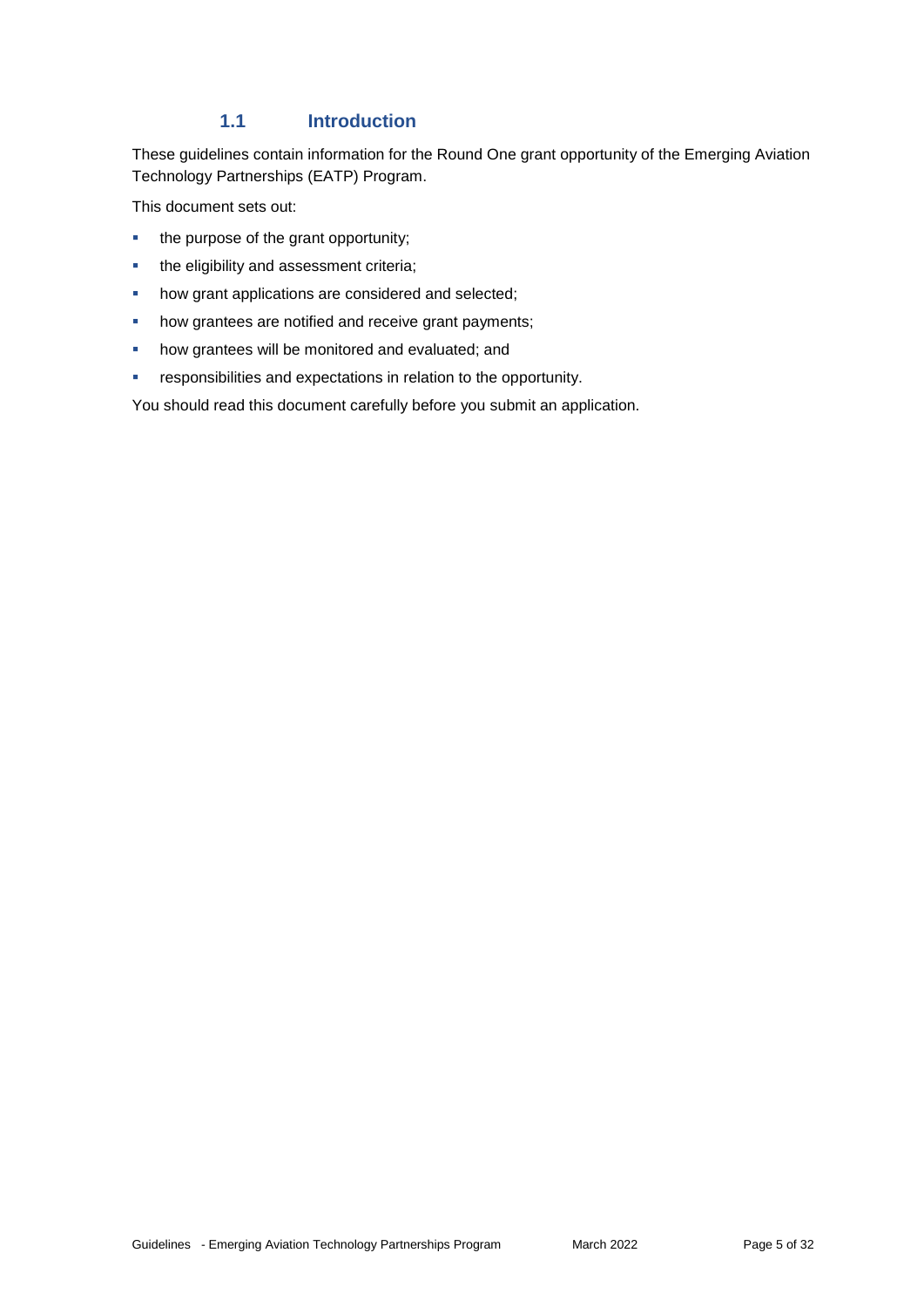### 1.1 Introduction

These guidelines contain information for the Round One grant opportunity of the Emerging Aviation Technology Partnerships (EATP) Program.

This document sets out:

- the purpose of the grant opportunity;
- the eligibility and assessment criteria;
- how grant applications are considered and selected;
- how grantees are notified and receive grant payments;
- how grantees will be monitored and evaluated; and
- responsibilities and expectations in relation to the opportunity.

You should read this document carefully before you submit an application.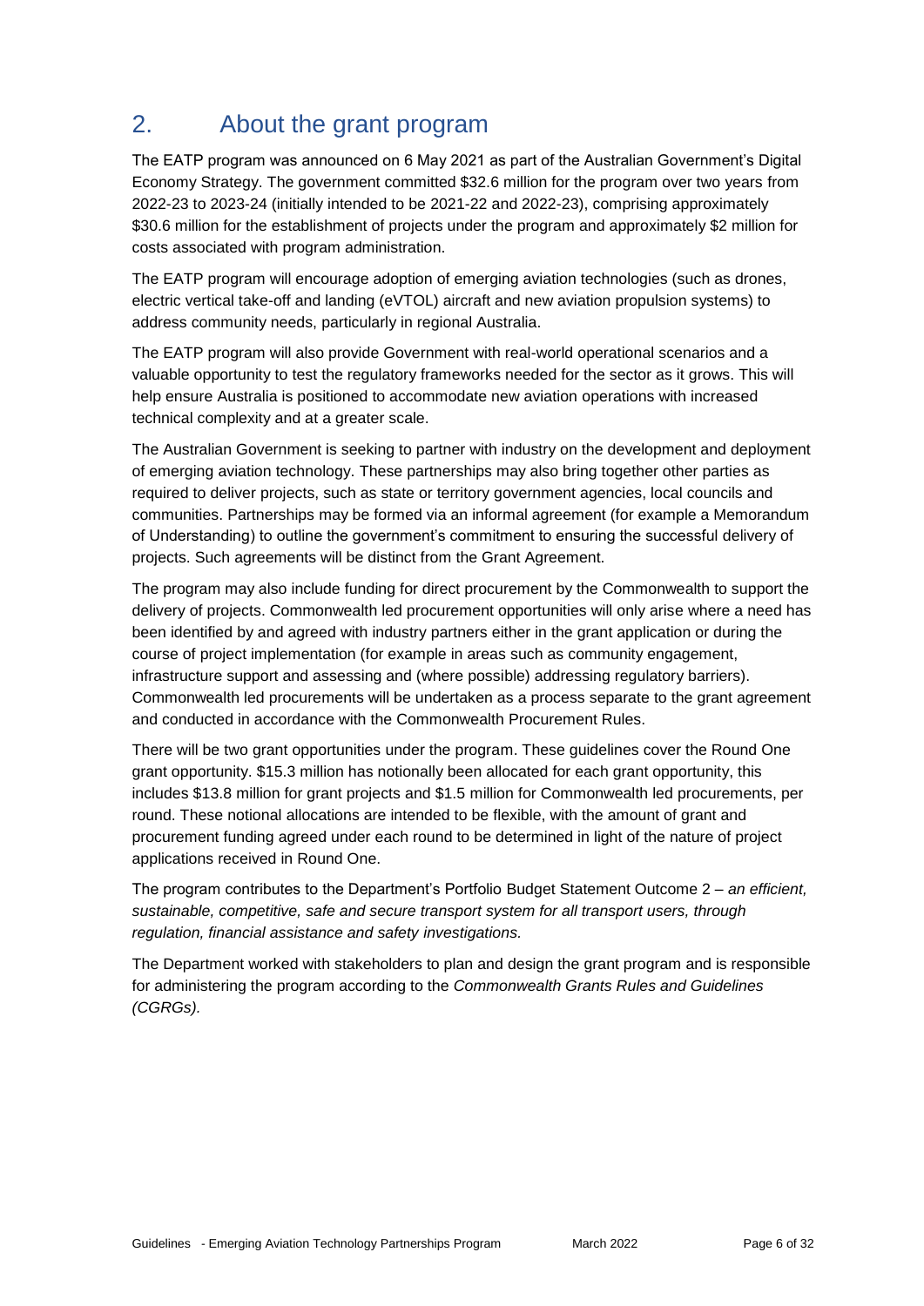## 2. About the grant program

The EATP program was announced on 6 May 2021 as part of the Australian Government's Digital Economy Strategy. The government committed $32.6 million for the program over two years from 2022-23 to 2023-24 (initially intended to be 2021-22 and 2022-23), comprising approximately $30.6 million for the establishment of projects under the program and approximately $2 million for costs associated with program administration.

The EATP program will encourage adoption of emerging aviation technologies (such as drones, electric vertical take-off and landing (eVTOL) aircraft and new aviation propulsion systems) to address community needs, particularly in regional Australia.

The EATP program will also provide Government with real-world operational scenarios and a valuable opportunity to test the regulatory frameworks needed for the sector as it grows. This will help ensure Australia is positioned to accommodate new aviation operations with increased technical complexity and at a greater scale.

The Australian Government is seeking to partner with industry on the development and deployment of emerging aviation technology. These partnerships may also bring together other parties as required to deliver projects, such as state or territory government agencies, local councils and communities. Partnerships may be formed via an informal agreement (for example a Memorandum of Understanding) to outline the government's commitment to ensuring the successful delivery of projects. Such agreements will be distinct from the Grant Agreement.

The program may also include funding for direct procurement by the Commonwealth to support the delivery of projects. Commonwealth led procurement opportunities will only arise where a need has been identified by and agreed with industry partners either in the grant application or during the course of project implementation (for example in areas such as community engagement, infrastructure support and assessing and (where possible) addressing regulatory barriers). Commonwealth led procurements will be undertaken as a process separate to the grant agreement and conducted in accordance with the Commonwealth Procurement Rules.

There will be two grant opportunities under the program. These guidelines cover the Round One grant opportunity. $15.3 million has notionally been allocated for each grant opportunity, this includes $13.8 million for grant projects and $1.5 million for Commonwealth led procurements, per round. These notional allocations are intended to be flexible, with the amount of grant and procurement funding agreed under each round to be determined in light of the nature of project applications received in Round One.

The program contributes to the Department's Portfolio Budget Statement Outcome 2 – *an efficient, sustainable, competitive, safe and secure transport system for all transport users, through regulation, financial assistance and safety investigations.*

The Department worked with stakeholders to plan and design the grant program and is responsible for administering the program according to the *Commonwealth Grants Rules and Guidelines (CGRGs).*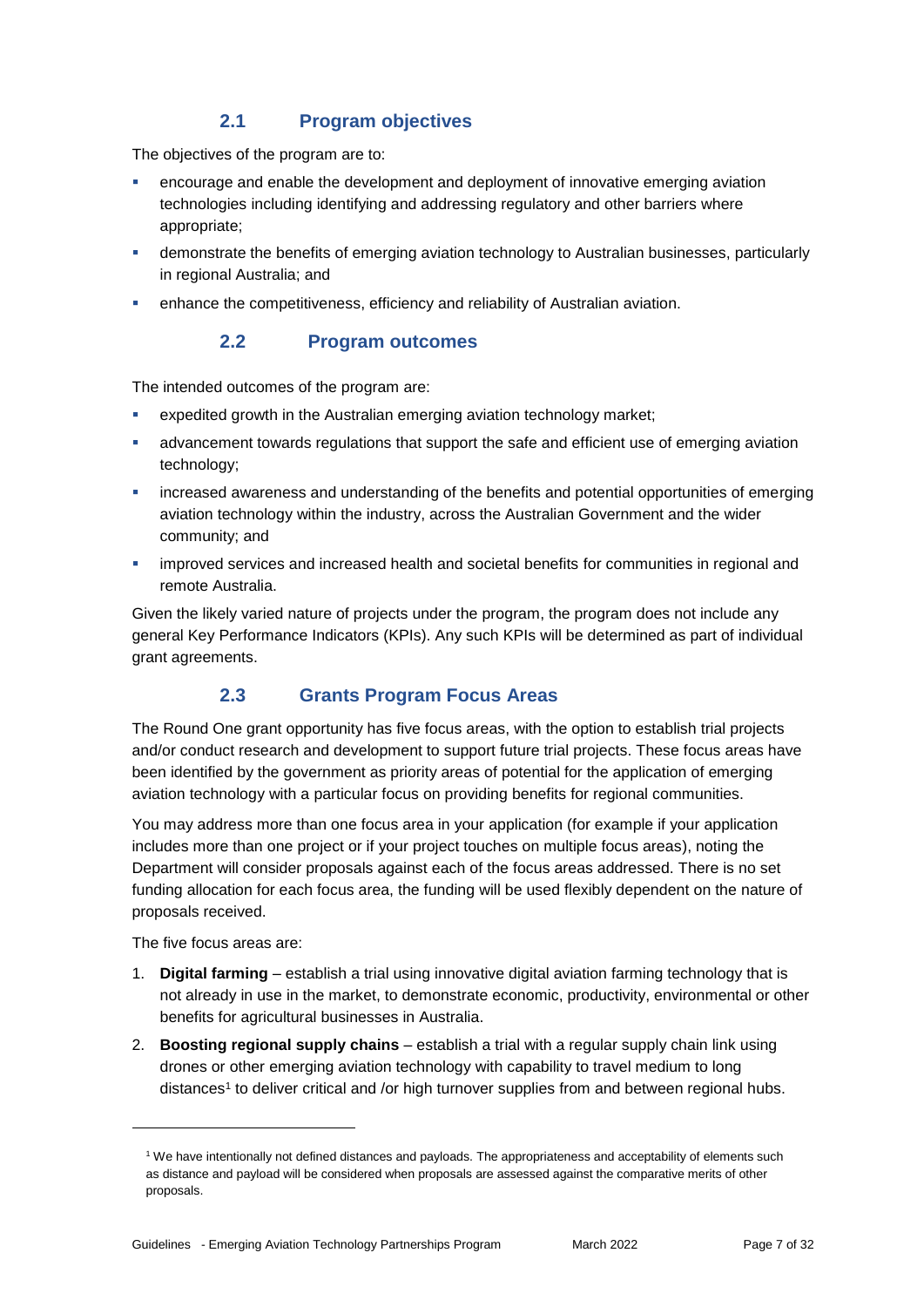### 2.1 Program objectives

The objectives of the program are to:

- encourage and enable the development and deployment of innovative emerging aviation technologies including identifying and addressing regulatory and other barriers where appropriate;
- demonstrate the benefits of emerging aviation technology to Australian businesses, particularly in regional Australia; and
- enhance the competitiveness, efficiency and reliability of Australian aviation.

### 2.2 Program outcomes

The intended outcomes of the program are:

- expedited growth in the Australian emerging aviation technology market;
- advancement towards regulations that support the safe and efficient use of emerging aviation technology;
- increased awareness and understanding of the benefits and potential opportunities of emerging aviation technology within the industry, across the Australian Government and the wider community; and
- improved services and increased health and societal benefits for communities in regional and remote Australia.

Given the likely varied nature of projects under the program, the program does not include any general Key Performance Indicators (KPIs). Any such KPIs will be determined as part of individual grant agreements.

### 2.3 Grants Program Focus Areas

The Round One grant opportunity has five focus areas, with the option to establish trial projects and/or conduct research and development to support future trial projects. These focus areas have been identified by the government as priority areas of potential for the application of emerging aviation technology with a particular focus on providing benefits for regional communities.

You may address more than one focus area in your application (for example if your application includes more than one project or if your project touches on multiple focus areas), noting the Department will consider proposals against each of the focus areas addressed. There is no set funding allocation for each focus area, the funding will be used flexibly dependent on the nature of proposals received.

The five focus areas are:

1. **Digital farming** – establish a trial using innovative digital aviation farming technology that is not already in use in the market, to demonstrate economic, productivity, environmental or other benefits for agricultural businesses in Australia.
2. **Boosting regional supply chains** – establish a trial with a regular supply chain link using drones or other emerging aviation technology with capability to travel medium to long distances[1] to deliver critical and /or high turnover supplies from and between regional hubs.

[1] We have intentionally not defined distances and payloads. The appropriateness and acceptability of elements such as distance and payload will be considered when proposals are assessed against the comparative merits of other proposals.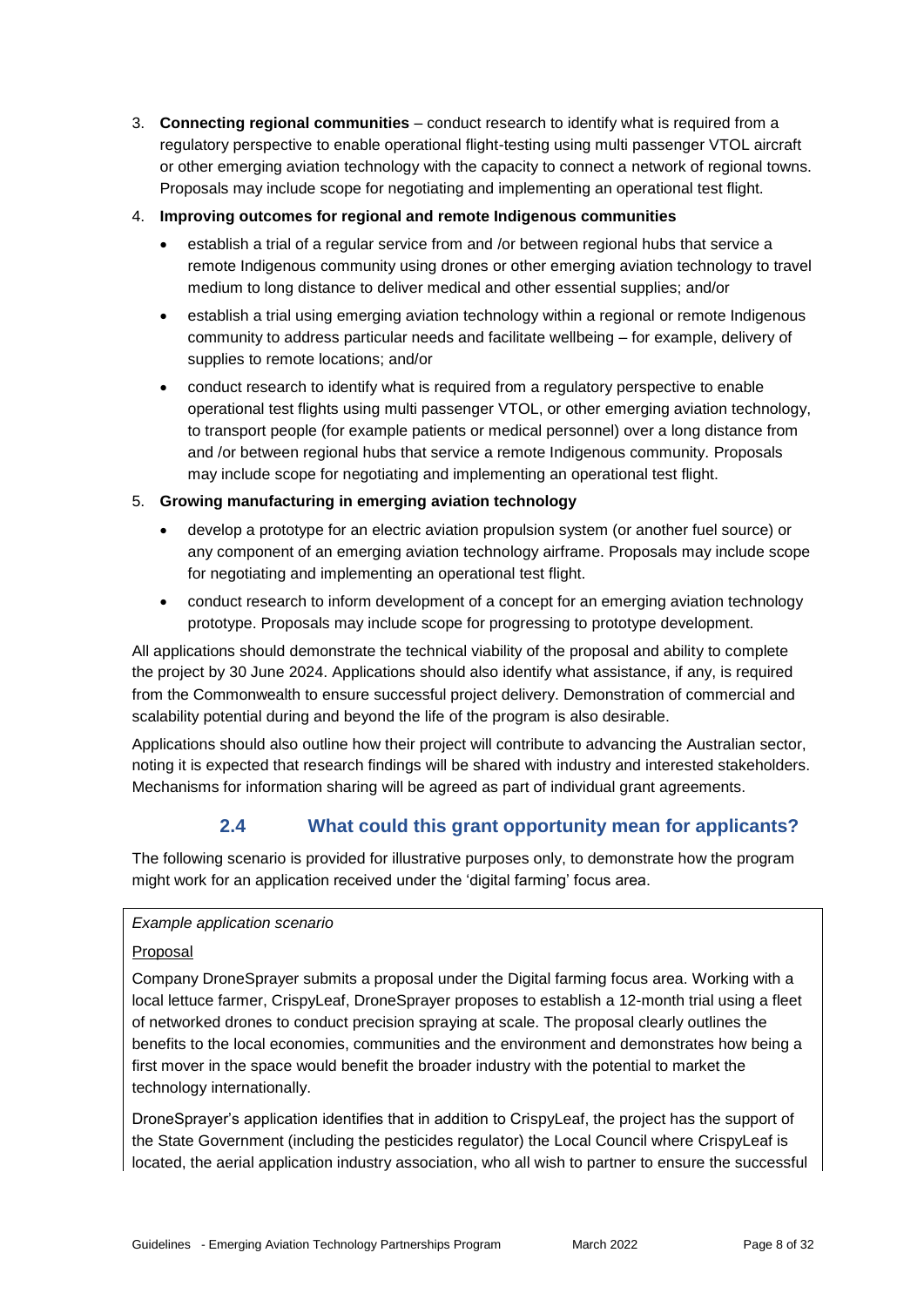3. **Connecting regional communities** – conduct research to identify what is required from a regulatory perspective to enable operational flight-testing using multi passenger VTOL aircraft or other emerging aviation technology with the capacity to connect a network of regional towns. Proposals may include scope for negotiating and implementing an operational test flight.
4. **Improving outcomes for regional and remote Indigenous communities**
   - establish a trial of a regular service from and /or between regional hubs that service a remote Indigenous community using drones or other emerging aviation technology to travel medium to long distance to deliver medical and other essential supplies; and/or
   - establish a trial using emerging aviation technology within a regional or remote Indigenous community to address particular needs and facilitate wellbeing – for example, delivery of supplies to remote locations; and/or
   - conduct research to identify what is required from a regulatory perspective to enable operational test flights using multi passenger VTOL, or other emerging aviation technology, to transport people (for example patients or medical personnel) over a long distance from and /or between regional hubs that service a remote Indigenous community. Proposals may include scope for negotiating and implementing an operational test flight.
5. **Growing manufacturing in emerging aviation technology**
   - develop a prototype for an electric aviation propulsion system (or another fuel source) or any component of an emerging aviation technology airframe. Proposals may include scope for negotiating and implementing an operational test flight.
   - conduct research to inform development of a concept for an emerging aviation technology prototype. Proposals may include scope for progressing to prototype development.

All applications should demonstrate the technical viability of the proposal and ability to complete the project by 30 June 2024. Applications should also identify what assistance, if any, is required from the Commonwealth to ensure successful project delivery. Demonstration of commercial and scalability potential during and beyond the life of the program is also desirable.

Applications should also outline how their project will contribute to advancing the Australian sector, noting it is expected that research findings will be shared with industry and interested stakeholders. Mechanisms for information sharing will be agreed as part of individual grant agreements.

## 2.4 What could this grant opportunity mean for applicants?

The following scenario is provided for illustrative purposes only, to demonstrate how the program might work for an application received under the 'digital farming' focus area.

*Example application scenario*

Proposal

Company DroneSprayer submits a proposal under the Digital farming focus area. Working with a local lettuce farmer, CrispyLeaf, DroneSprayer proposes to establish a 12-month trial using a fleet of networked drones to conduct precision spraying at scale. The proposal clearly outlines the benefits to the local economies, communities and the environment and demonstrates how being a first mover in the space would benefit the broader industry with the potential to market the technology internationally.

DroneSprayer's application identifies that in addition to CrispyLeaf, the project has the support of the State Government (including the pesticides regulator) the Local Council where CrispyLeaf is located, the aerial application industry association, who all wish to partner to ensure the successful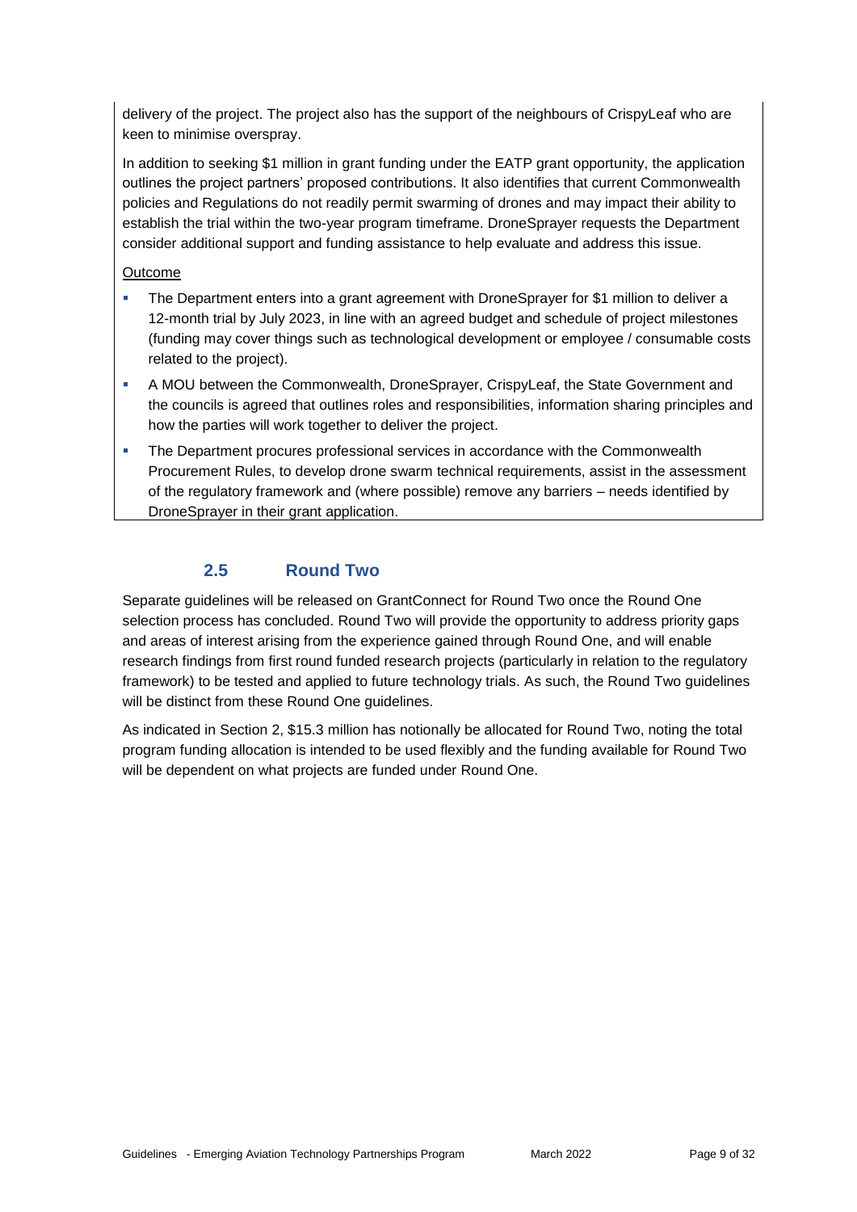delivery of the project. The project also has the support of the neighbours of CrispyLeaf who are keen to minimise overspray.

In addition to seeking $1 million in grant funding under the EATP grant opportunity, the application outlines the project partners' proposed contributions. It also identifies that current Commonwealth policies and Regulations do not readily permit swarming of drones and may impact their ability to establish the trial within the two-year program timeframe. DroneSprayer requests the Department consider additional support and funding assistance to help evaluate and address this issue.

Outcome

- The Department enters into a grant agreement with DroneSprayer for $1 million to deliver a 12-month trial by July 2023, in line with an agreed budget and schedule of project milestones (funding may cover things such as technological development or employee / consumable costs related to the project).
- A MOU between the Commonwealth, DroneSprayer, CrispyLeaf, the State Government and the councils is agreed that outlines roles and responsibilities, information sharing principles and how the parties will work together to deliver the project.
- The Department procures professional services in accordance with the Commonwealth Procurement Rules, to develop drone swarm technical requirements, assist in the assessment of the regulatory framework and (where possible) remove any barriers – needs identified by DroneSprayer in their grant application.

### 2.5 Round Two

Separate guidelines will be released on GrantConnect for Round Two once the Round One selection process has concluded. Round Two will provide the opportunity to address priority gaps and areas of interest arising from the experience gained through Round One, and will enable research findings from first round funded research projects (particularly in relation to the regulatory framework) to be tested and applied to future technology trials. As such, the Round Two guidelines will be distinct from these Round One guidelines.

As indicated in Section 2, $15.3 million has notionally be allocated for Round Two, noting the total program funding allocation is intended to be used flexibly and the funding available for Round Two will be dependent on what projects are funded under Round One.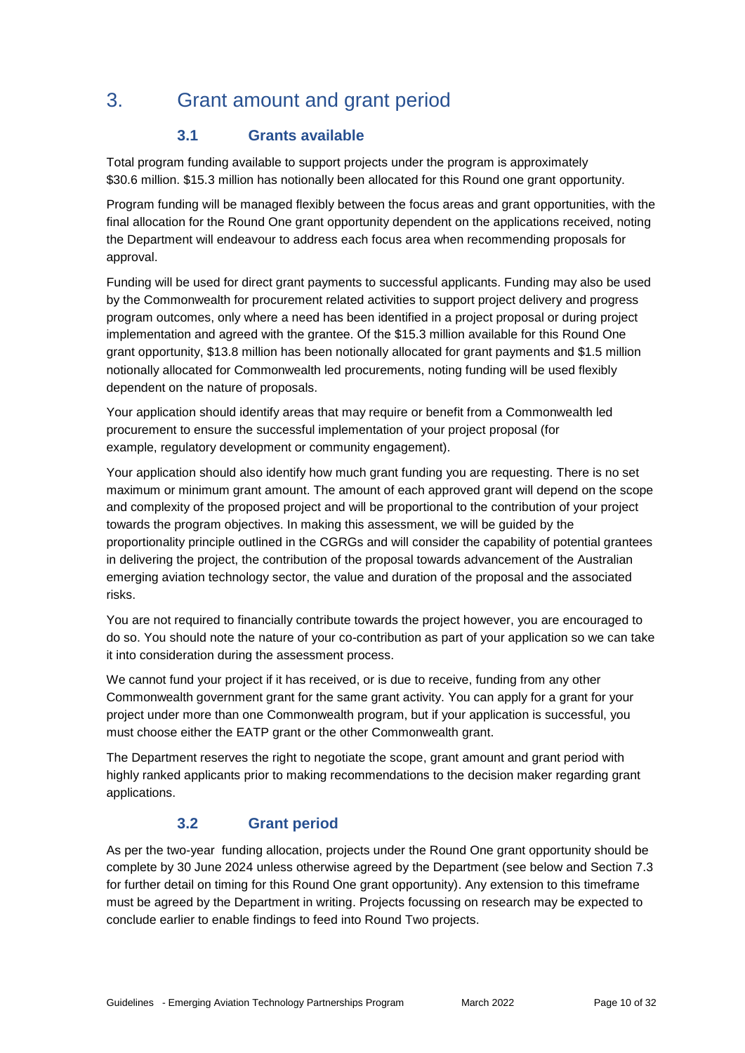# 3. Grant amount and grant period

## 3.1 Grants available

Total program funding available to support projects under the program is approximately $30.6 million. $15.3 million has notionally been allocated for this Round one grant opportunity.

Program funding will be managed flexibly between the focus areas and grant opportunities, with the final allocation for the Round One grant opportunity dependent on the applications received, noting the Department will endeavour to address each focus area when recommending proposals for approval.

Funding will be used for direct grant payments to successful applicants. Funding may also be used by the Commonwealth for procurement related activities to support project delivery and progress program outcomes, only where a need has been identified in a project proposal or during project implementation and agreed with the grantee. Of the $15.3 million available for this Round One grant opportunity, $13.8 million has been notionally allocated for grant payments and $1.5 million notionally allocated for Commonwealth led procurements, noting funding will be used flexibly dependent on the nature of proposals.

Your application should identify areas that may require or benefit from a Commonwealth led procurement to ensure the successful implementation of your project proposal (for example, regulatory development or community engagement).

Your application should also identify how much grant funding you are requesting. There is no set maximum or minimum grant amount. The amount of each approved grant will depend on the scope and complexity of the proposed project and will be proportional to the contribution of your project towards the program objectives. In making this assessment, we will be guided by the proportionality principle outlined in the CGRGs and will consider the capability of potential grantees in delivering the project, the contribution of the proposal towards advancement of the Australian emerging aviation technology sector, the value and duration of the proposal and the associated risks.

You are not required to financially contribute towards the project however, you are encouraged to do so. You should note the nature of your co-contribution as part of your application so we can take it into consideration during the assessment process.

We cannot fund your project if it has received, or is due to receive, funding from any other Commonwealth government grant for the same grant activity. You can apply for a grant for your project under more than one Commonwealth program, but if your application is successful, you must choose either the EATP grant or the other Commonwealth grant.

The Department reserves the right to negotiate the scope, grant amount and grant period with highly ranked applicants prior to making recommendations to the decision maker regarding grant applications.

## 3.2 Grant period

As per the two-year funding allocation, projects under the Round One grant opportunity should be complete by 30 June 2024 unless otherwise agreed by the Department (see below and Section 7.3 for further detail on timing for this Round One grant opportunity). Any extension to this timeframe must be agreed by the Department in writing. Projects focussing on research may be expected to conclude earlier to enable findings to feed into Round Two projects.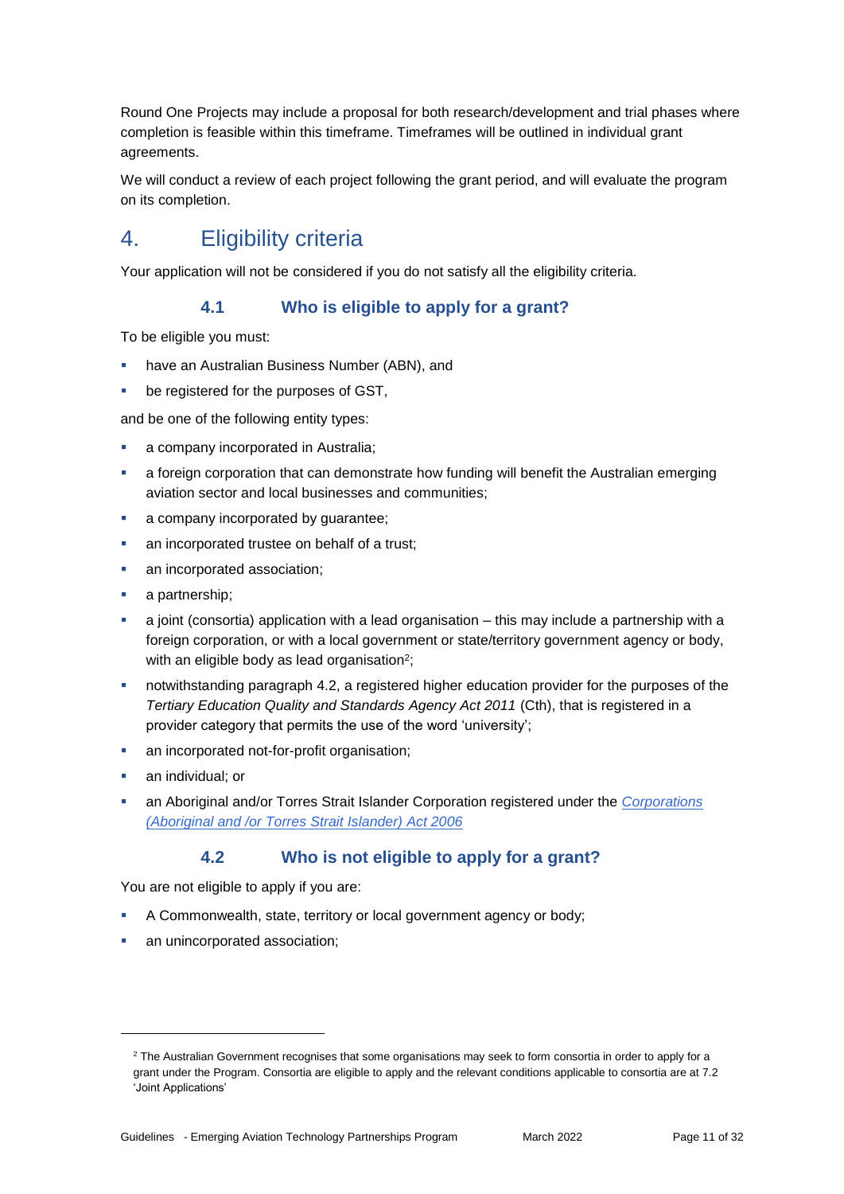Round One Projects may include a proposal for both research/development and trial phases where completion is feasible within this timeframe. Timeframes will be outlined in individual grant agreements.

We will conduct a review of each project following the grant period, and will evaluate the program on its completion.

# 4. Eligibility criteria

Your application will not be considered if you do not satisfy all the eligibility criteria.

## 4.1 Who is eligible to apply for a grant?

To be eligible you must:

- have an Australian Business Number (ABN), and
- be registered for the purposes of GST,

and be one of the following entity types:

- a company incorporated in Australia;
- a foreign corporation that can demonstrate how funding will benefit the Australian emerging aviation sector and local businesses and communities;
- a company incorporated by guarantee;
- an incorporated trustee on behalf of a trust;
- an incorporated association;
- a partnership;
- a joint (consortia) application with a lead organisation – this may include a partnership with a foreign corporation, or with a local government or state/territory government agency or body, with an eligible body as lead organisation[2];
- notwithstanding paragraph 4.2, a registered higher education provider for the purposes of the *Tertiary Education Quality and Standards Agency Act 2011* (Cth), that is registered in a provider category that permits the use of the word 'university';
- an incorporated not-for-profit organisation;
- an individual; or
- an Aboriginal and/or Torres Strait Islander Corporation registered under the *Corporations (Aboriginal and /or Torres Strait Islander) Act 2006*

## 4.2 Who is not eligible to apply for a grant?

You are not eligible to apply if you are:

- A Commonwealth, state, territory or local government agency or body;
- an unincorporated association;

[2] The Australian Government recognises that some organisations may seek to form consortia in order to apply for a grant under the Program. Consortia are eligible to apply and the relevant conditions applicable to consortia are at 7.2 'Joint Applications'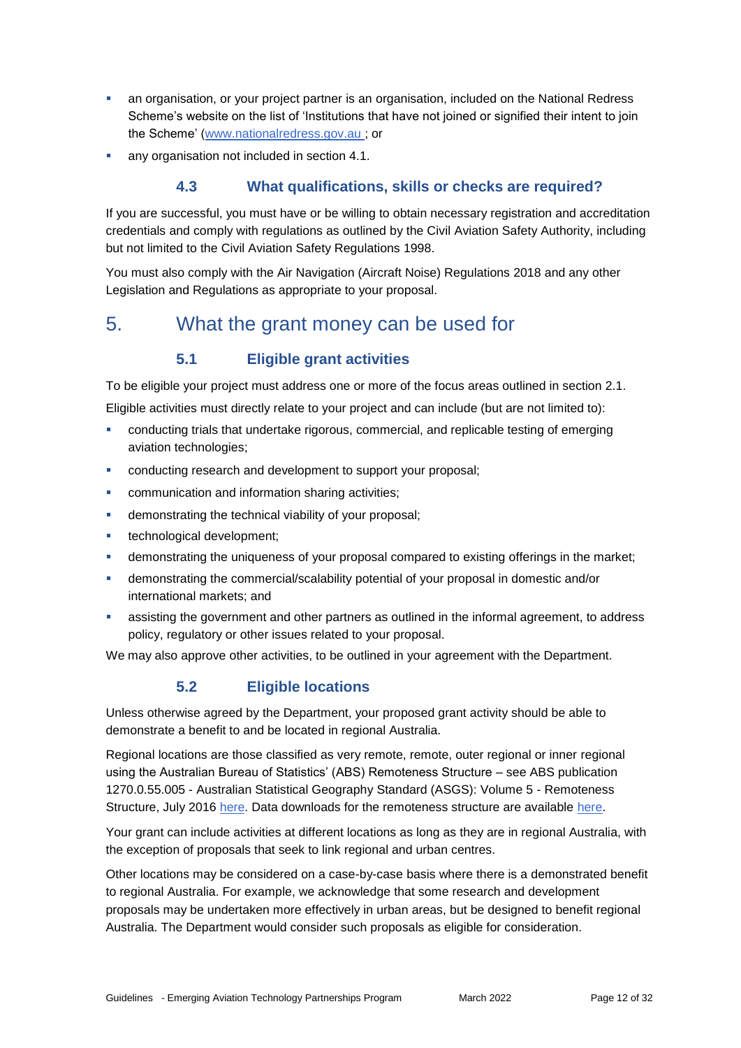- an organisation, or your project partner is an organisation, included on the National Redress Scheme's website on the list of 'Institutions that have not joined or signified their intent to join the Scheme' (www.nationalredress.gov.au ; or
- any organisation not included in section 4.1.

### 4.3 What qualifications, skills or checks are required?

If you are successful, you must have or be willing to obtain necessary registration and accreditation credentials and comply with regulations as outlined by the Civil Aviation Safety Authority, including but not limited to the Civil Aviation Safety Regulations 1998.

You must also comply with the Air Navigation (Aircraft Noise) Regulations 2018 and any other Legislation and Regulations as appropriate to your proposal.

## 5. What the grant money can be used for

### 5.1 Eligible grant activities

To be eligible your project must address one or more of the focus areas outlined in section 2.1.

Eligible activities must directly relate to your project and can include (but are not limited to):

- conducting trials that undertake rigorous, commercial, and replicable testing of emerging aviation technologies;
- conducting research and development to support your proposal;
- communication and information sharing activities;
- demonstrating the technical viability of your proposal;
- technological development;
- demonstrating the uniqueness of your proposal compared to existing offerings in the market;
- demonstrating the commercial/scalability potential of your proposal in domestic and/or international markets; and
- assisting the government and other partners as outlined in the informal agreement, to address policy, regulatory or other issues related to your proposal.

We may also approve other activities, to be outlined in your agreement with the Department.

### 5.2 Eligible locations

Unless otherwise agreed by the Department, your proposed grant activity should be able to demonstrate a benefit to and be located in regional Australia.

Regional locations are those classified as very remote, remote, outer regional or inner regional using the Australian Bureau of Statistics' (ABS) Remoteness Structure – see ABS publication 1270.0.55.005 - Australian Statistical Geography Standard (ASGS): Volume 5 - Remoteness Structure, July 2016 here. Data downloads for the remoteness structure are available here.

Your grant can include activities at different locations as long as they are in regional Australia, with the exception of proposals that seek to link regional and urban centres.

Other locations may be considered on a case-by-case basis where there is a demonstrated benefit to regional Australia. For example, we acknowledge that some research and development proposals may be undertaken more effectively in urban areas, but be designed to benefit regional Australia. The Department would consider such proposals as eligible for consideration.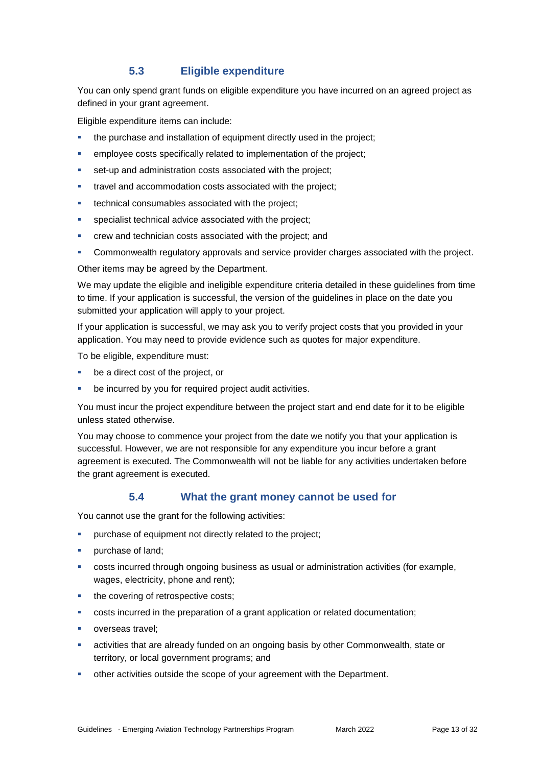### 5.3 Eligible expenditure

You can only spend grant funds on eligible expenditure you have incurred on an agreed project as defined in your grant agreement.

Eligible expenditure items can include:

- the purchase and installation of equipment directly used in the project;
- employee costs specifically related to implementation of the project;
- set-up and administration costs associated with the project;
- travel and accommodation costs associated with the project;
- technical consumables associated with the project;
- specialist technical advice associated with the project;
- crew and technician costs associated with the project; and
- Commonwealth regulatory approvals and service provider charges associated with the project.

Other items may be agreed by the Department.

We may update the eligible and ineligible expenditure criteria detailed in these guidelines from time to time. If your application is successful, the version of the guidelines in place on the date you submitted your application will apply to your project.

If your application is successful, we may ask you to verify project costs that you provided in your application. You may need to provide evidence such as quotes for major expenditure.

To be eligible, expenditure must:

- be a direct cost of the project, or
- be incurred by you for required project audit activities.

You must incur the project expenditure between the project start and end date for it to be eligible unless stated otherwise.

You may choose to commence your project from the date we notify you that your application is successful. However, we are not responsible for any expenditure you incur before a grant agreement is executed. The Commonwealth will not be liable for any activities undertaken before the grant agreement is executed.

### 5.4 What the grant money cannot be used for

You cannot use the grant for the following activities:

- purchase of equipment not directly related to the project;
- purchase of land;
- costs incurred through ongoing business as usual or administration activities (for example, wages, electricity, phone and rent);
- the covering of retrospective costs;
- costs incurred in the preparation of a grant application or related documentation;
- overseas travel;
- activities that are already funded on an ongoing basis by other Commonwealth, state or territory, or local government programs; and
- other activities outside the scope of your agreement with the Department.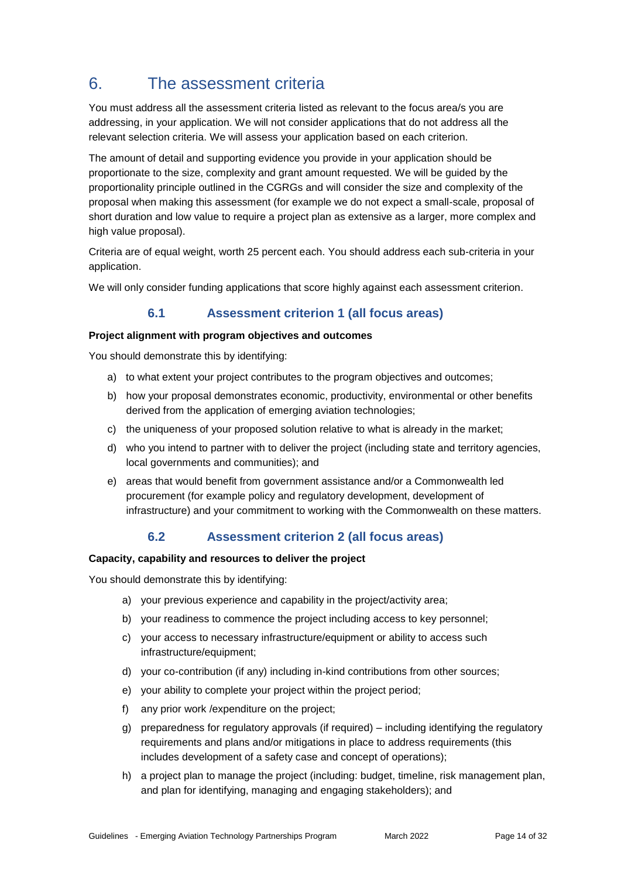# 6. The assessment criteria

You must address all the assessment criteria listed as relevant to the focus area/s you are addressing, in your application. We will not consider applications that do not address all the relevant selection criteria. We will assess your application based on each criterion.

The amount of detail and supporting evidence you provide in your application should be proportionate to the size, complexity and grant amount requested. We will be guided by the proportionality principle outlined in the CGRGs and will consider the size and complexity of the proposal when making this assessment (for example we do not expect a small-scale, proposal of short duration and low value to require a project plan as extensive as a larger, more complex and high value proposal).

Criteria are of equal weight, worth 25 percent each. You should address each sub-criteria in your application.

We will only consider funding applications that score highly against each assessment criterion.

## 6.1 Assessment criterion 1 (all focus areas)

**Project alignment with program objectives and outcomes**

You should demonstrate this by identifying:

a) to what extent your project contributes to the program objectives and outcomes;

b) how your proposal demonstrates economic, productivity, environmental or other benefits derived from the application of emerging aviation technologies;

c) the uniqueness of your proposed solution relative to what is already in the market;

d) who you intend to partner with to deliver the project (including state and territory agencies, local governments and communities); and

e) areas that would benefit from government assistance and/or a Commonwealth led procurement (for example policy and regulatory development, development of infrastructure) and your commitment to working with the Commonwealth on these matters.

## 6.2 Assessment criterion 2 (all focus areas)

**Capacity, capability and resources to deliver the project**

You should demonstrate this by identifying:

a) your previous experience and capability in the project/activity area;

b) your readiness to commence the project including access to key personnel;

c) your access to necessary infrastructure/equipment or ability to access such infrastructure/equipment;

d) your co-contribution (if any) including in-kind contributions from other sources;

e) your ability to complete your project within the project period;

f) any prior work /expenditure on the project;

g) preparedness for regulatory approvals (if required) – including identifying the regulatory requirements and plans and/or mitigations in place to address requirements (this includes development of a safety case and concept of operations);

h) a project plan to manage the project (including: budget, timeline, risk management plan, and plan for identifying, managing and engaging stakeholders); and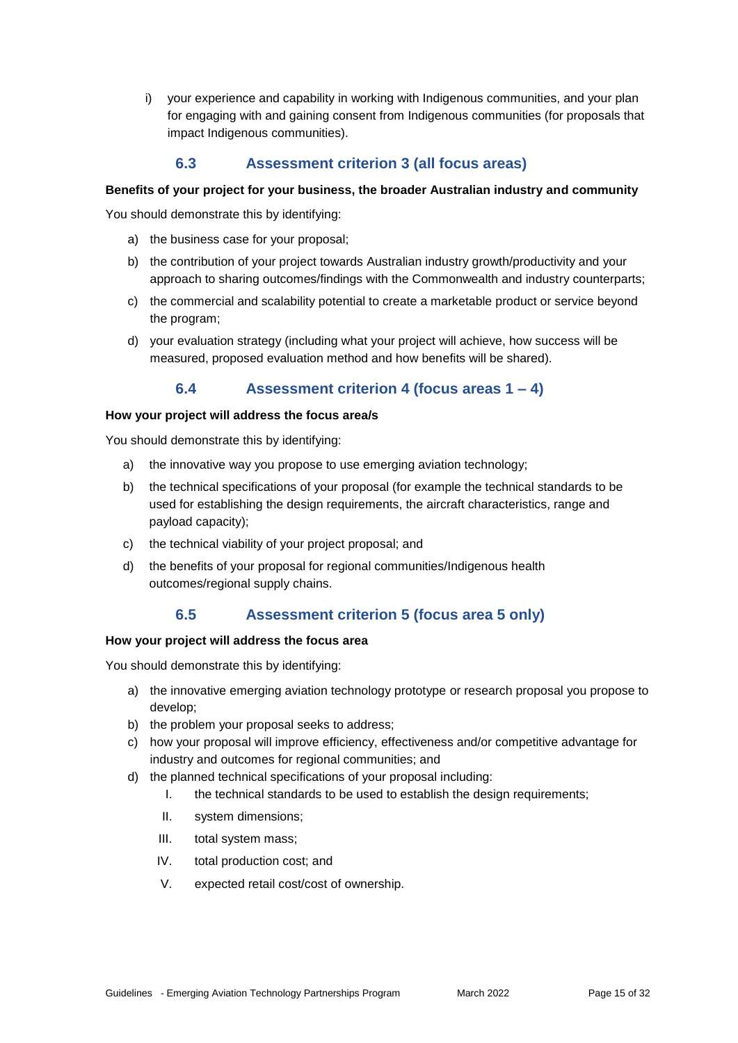i) your experience and capability in working with Indigenous communities, and your plan for engaging with and gaining consent from Indigenous communities (for proposals that impact Indigenous communities).

### 6.3 Assessment criterion 3 (all focus areas)

**Benefits of your project for your business, the broader Australian industry and community**

You should demonstrate this by identifying:

a) the business case for your proposal;

b) the contribution of your project towards Australian industry growth/productivity and your approach to sharing outcomes/findings with the Commonwealth and industry counterparts;

c) the commercial and scalability potential to create a marketable product or service beyond the program;

d) your evaluation strategy (including what your project will achieve, how success will be measured, proposed evaluation method and how benefits will be shared).

### 6.4 Assessment criterion 4 (focus areas 1 – 4)

**How your project will address the focus area/s**

You should demonstrate this by identifying:

a) the innovative way you propose to use emerging aviation technology;

b) the technical specifications of your proposal (for example the technical standards to be used for establishing the design requirements, the aircraft characteristics, range and payload capacity);

c) the technical viability of your project proposal; and

d) the benefits of your proposal for regional communities/Indigenous health outcomes/regional supply chains.

### 6.5 Assessment criterion 5 (focus area 5 only)

**How your project will address the focus area**

You should demonstrate this by identifying:

a) the innovative emerging aviation technology prototype or research proposal you propose to develop;

b) the problem your proposal seeks to address;

c) how your proposal will improve efficiency, effectiveness and/or competitive advantage for industry and outcomes for regional communities; and

d) the planned technical specifications of your proposal including:

   I. the technical standards to be used to establish the design requirements;

   II. system dimensions;

   III. total system mass;

   IV. total production cost; and

   V. expected retail cost/cost of ownership.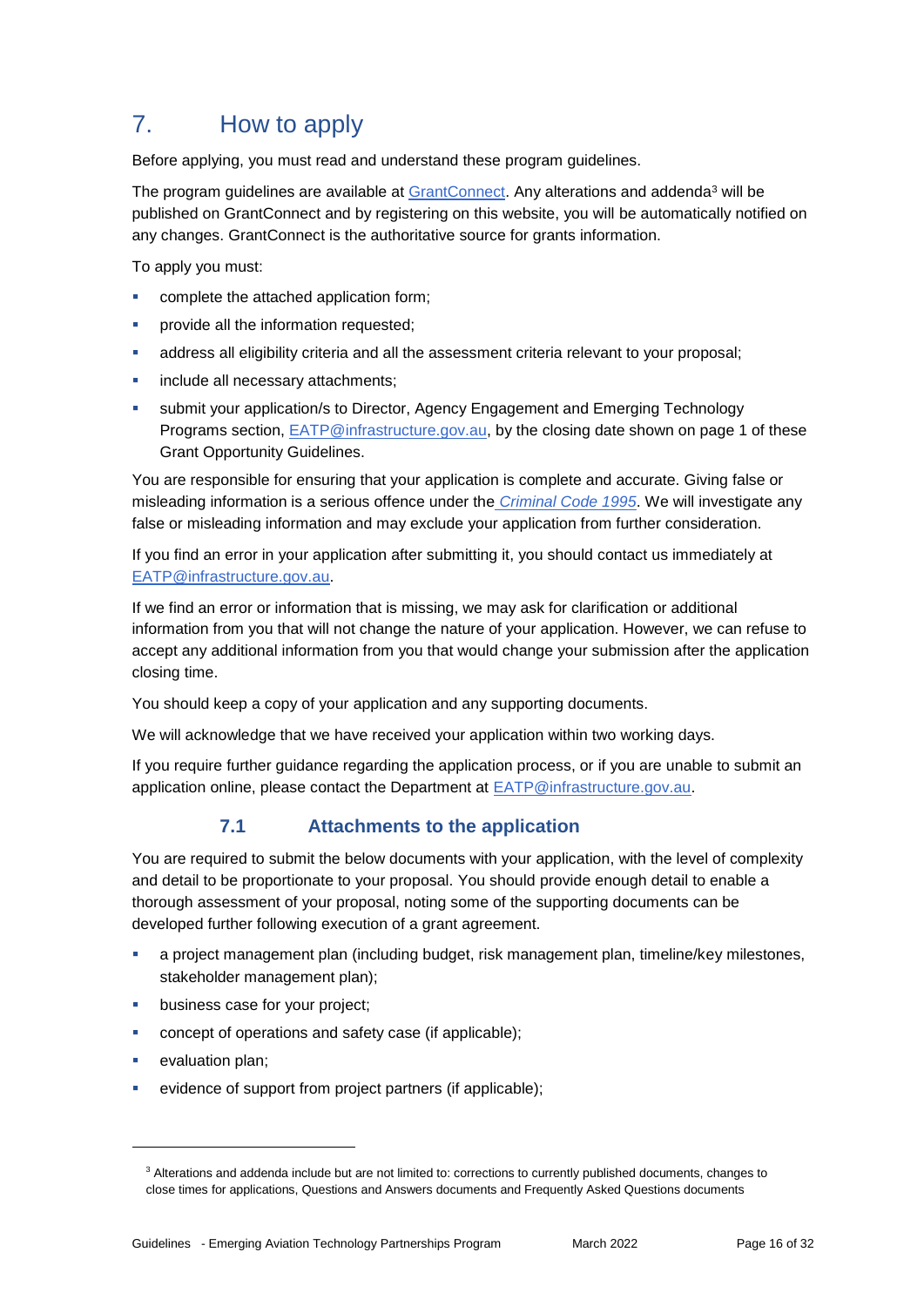# 7. How to apply

Before applying, you must read and understand these program guidelines.

The program guidelines are available at GrantConnect. Any alterations and addenda[3] will be published on GrantConnect and by registering on this website, you will be automatically notified on any changes. GrantConnect is the authoritative source for grants information.

To apply you must:

- complete the attached application form;
- provide all the information requested;
- address all eligibility criteria and all the assessment criteria relevant to your proposal;
- include all necessary attachments;
- submit your application/s to Director, Agency Engagement and Emerging Technology Programs section, EATP@infrastructure.gov.au, by the closing date shown on page 1 of these Grant Opportunity Guidelines.

You are responsible for ensuring that your application is complete and accurate. Giving false or misleading information is a serious offence under the *Criminal Code 1995*. We will investigate any false or misleading information and may exclude your application from further consideration.

If you find an error in your application after submitting it, you should contact us immediately at EATP@infrastructure.gov.au.

If we find an error or information that is missing, we may ask for clarification or additional information from you that will not change the nature of your application. However, we can refuse to accept any additional information from you that would change your submission after the application closing time.

You should keep a copy of your application and any supporting documents.

We will acknowledge that we have received your application within two working days.

If you require further guidance regarding the application process, or if you are unable to submit an application online, please contact the Department at EATP@infrastructure.gov.au.

## 7.1 Attachments to the application

You are required to submit the below documents with your application, with the level of complexity and detail to be proportionate to your proposal. You should provide enough detail to enable a thorough assessment of your proposal, noting some of the supporting documents can be developed further following execution of a grant agreement.

- a project management plan (including budget, risk management plan, timeline/key milestones, stakeholder management plan);
- business case for your project;
- concept of operations and safety case (if applicable);
- evaluation plan;
- evidence of support from project partners (if applicable);

[3] Alterations and addenda include but are not limited to: corrections to currently published documents, changes to close times for applications, Questions and Answers documents and Frequently Asked Questions documents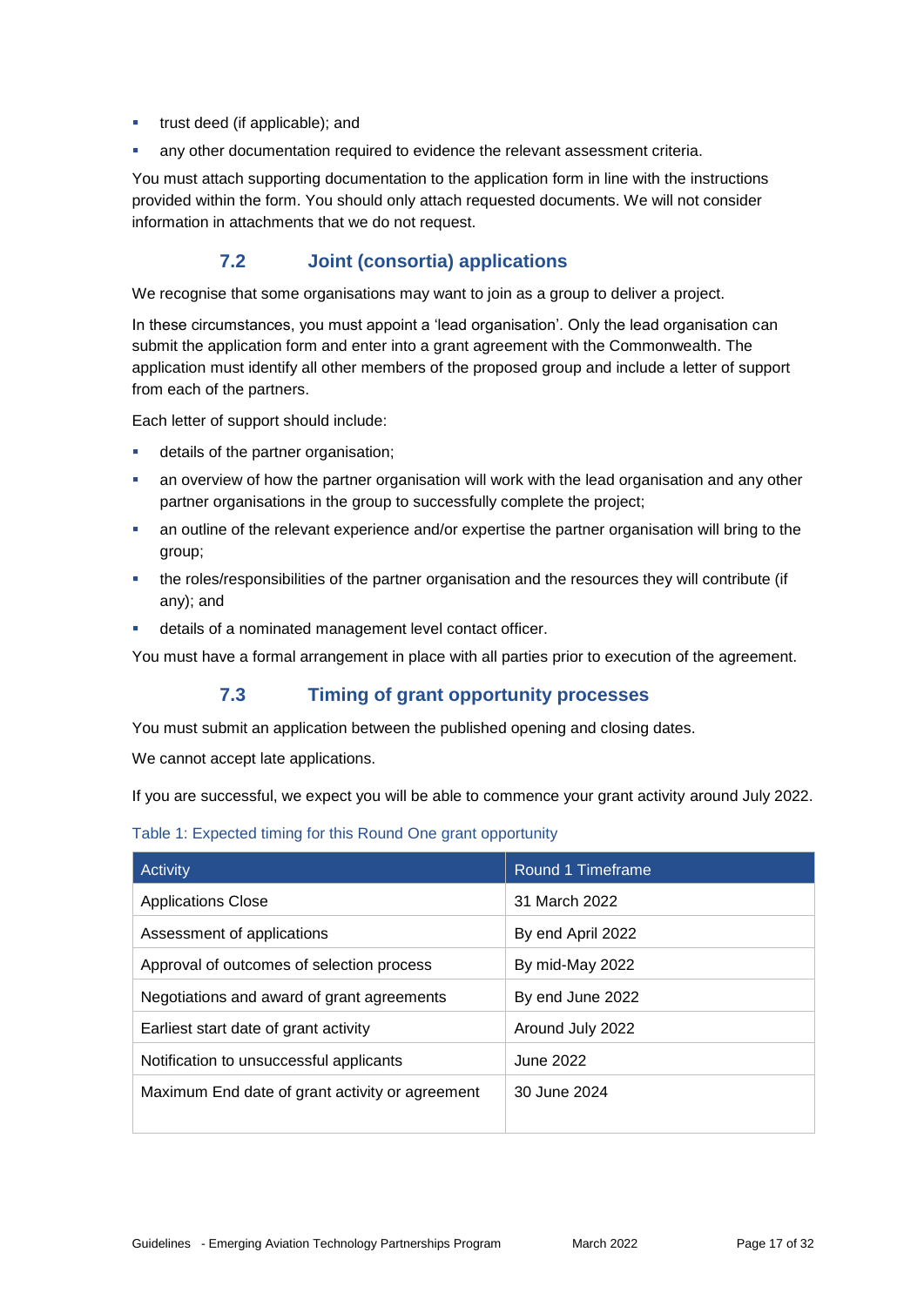- trust deed (if applicable); and
- any other documentation required to evidence the relevant assessment criteria.

You must attach supporting documentation to the application form in line with the instructions provided within the form. You should only attach requested documents. We will not consider information in attachments that we do not request.

### 7.2 Joint (consortia) applications

We recognise that some organisations may want to join as a group to deliver a project.

In these circumstances, you must appoint a 'lead organisation'. Only the lead organisation can submit the application form and enter into a grant agreement with the Commonwealth. The application must identify all other members of the proposed group and include a letter of support from each of the partners.

Each letter of support should include:

- details of the partner organisation;
- an overview of how the partner organisation will work with the lead organisation and any other partner organisations in the group to successfully complete the project;
- an outline of the relevant experience and/or expertise the partner organisation will bring to the group;
- the roles/responsibilities of the partner organisation and the resources they will contribute (if any); and
- details of a nominated management level contact officer.

You must have a formal arrangement in place with all parties prior to execution of the agreement.

### 7.3 Timing of grant opportunity processes

You must submit an application between the published opening and closing dates.

We cannot accept late applications.

If you are successful, we expect you will be able to commence your grant activity around July 2022.

Table 1: Expected timing for this Round One grant opportunity

| Activity | Round 1 Timeframe |
|---|---|
| Applications Close | 31 March 2022 |
| Assessment of applications | By end April 2022 |
| Approval of outcomes of selection process | By mid-May 2022 |
| Negotiations and award of grant agreements | By end June 2022 |
| Earliest start date of grant activity | Around July 2022 |
| Notification to unsuccessful applicants | June 2022 |
| Maximum End date of grant activity or agreement | 30 June 2024 |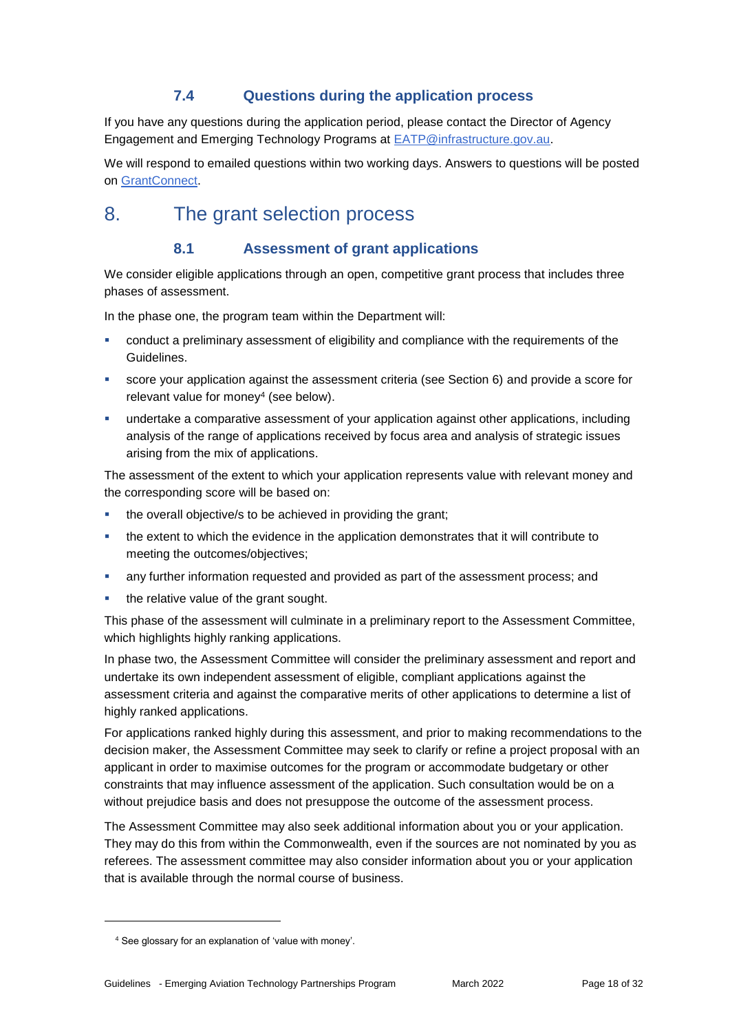### 7.4 Questions during the application process

If you have any questions during the application period, please contact the Director of Agency Engagement and Emerging Technology Programs at [EATP@infrastructure.gov.au](mailto:EATP@infrastructure.gov.au).

We will respond to emailed questions within two working days. Answers to questions will be posted on [GrantConnect](https://www.grants.gov.au/).

## 8. The grant selection process

### 8.1 Assessment of grant applications

We consider eligible applications through an open, competitive grant process that includes three phases of assessment.

In the phase one, the program team within the Department will:

- conduct a preliminary assessment of eligibility and compliance with the requirements of the Guidelines.
- score your application against the assessment criteria (see Section 6) and provide a score for relevant value for money[4] (see below).
- undertake a comparative assessment of your application against other applications, including analysis of the range of applications received by focus area and analysis of strategic issues arising from the mix of applications.

The assessment of the extent to which your application represents value with relevant money and the corresponding score will be based on:

- the overall objective/s to be achieved in providing the grant;
- the extent to which the evidence in the application demonstrates that it will contribute to meeting the outcomes/objectives;
- any further information requested and provided as part of the assessment process; and
- the relative value of the grant sought.

This phase of the assessment will culminate in a preliminary report to the Assessment Committee, which highlights highly ranking applications.

In phase two, the Assessment Committee will consider the preliminary assessment and report and undertake its own independent assessment of eligible, compliant applications against the assessment criteria and against the comparative merits of other applications to determine a list of highly ranked applications.

For applications ranked highly during this assessment, and prior to making recommendations to the decision maker, the Assessment Committee may seek to clarify or refine a project proposal with an applicant in order to maximise outcomes for the program or accommodate budgetary or other constraints that may influence assessment of the application. Such consultation would be on a without prejudice basis and does not presuppose the outcome of the assessment process.

The Assessment Committee may also seek additional information about you or your application. They may do this from within the Commonwealth, even if the sources are not nominated by you as referees. The assessment committee may also consider information about you or your application that is available through the normal course of business.

---

[4] See glossary for an explanation of 'value with money'.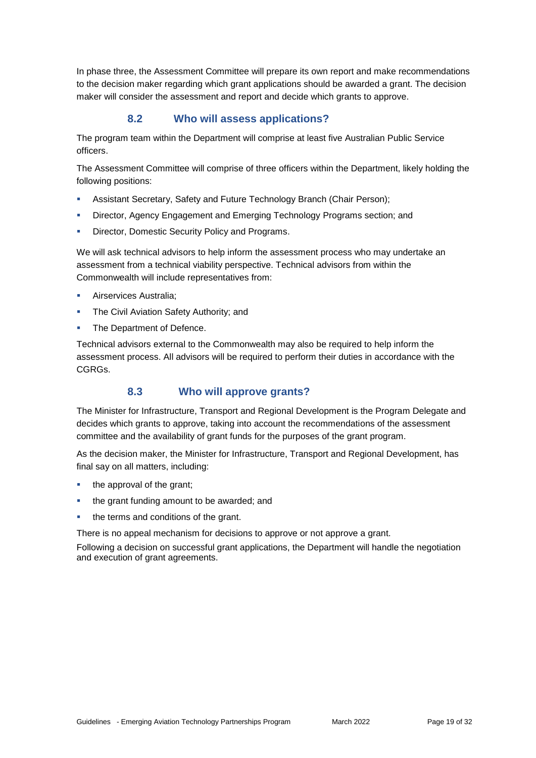In phase three, the Assessment Committee will prepare its own report and make recommendations to the decision maker regarding which grant applications should be awarded a grant. The decision maker will consider the assessment and report and decide which grants to approve.

### 8.2 Who will assess applications?

The program team within the Department will comprise at least five Australian Public Service officers.

The Assessment Committee will comprise of three officers within the Department, likely holding the following positions:

- Assistant Secretary, Safety and Future Technology Branch (Chair Person);
- Director, Agency Engagement and Emerging Technology Programs section; and
- Director, Domestic Security Policy and Programs.

We will ask technical advisors to help inform the assessment process who may undertake an assessment from a technical viability perspective. Technical advisors from within the Commonwealth will include representatives from:

- Airservices Australia;
- The Civil Aviation Safety Authority; and
- The Department of Defence.

Technical advisors external to the Commonwealth may also be required to help inform the assessment process. All advisors will be required to perform their duties in accordance with the CGRGs.

### 8.3 Who will approve grants?

The Minister for Infrastructure, Transport and Regional Development is the Program Delegate and decides which grants to approve, taking into account the recommendations of the assessment committee and the availability of grant funds for the purposes of the grant program.

As the decision maker, the Minister for Infrastructure, Transport and Regional Development, has final say on all matters, including:

- the approval of the grant;
- the grant funding amount to be awarded; and
- the terms and conditions of the grant.

There is no appeal mechanism for decisions to approve or not approve a grant.

Following a decision on successful grant applications, the Department will handle the negotiation and execution of grant agreements.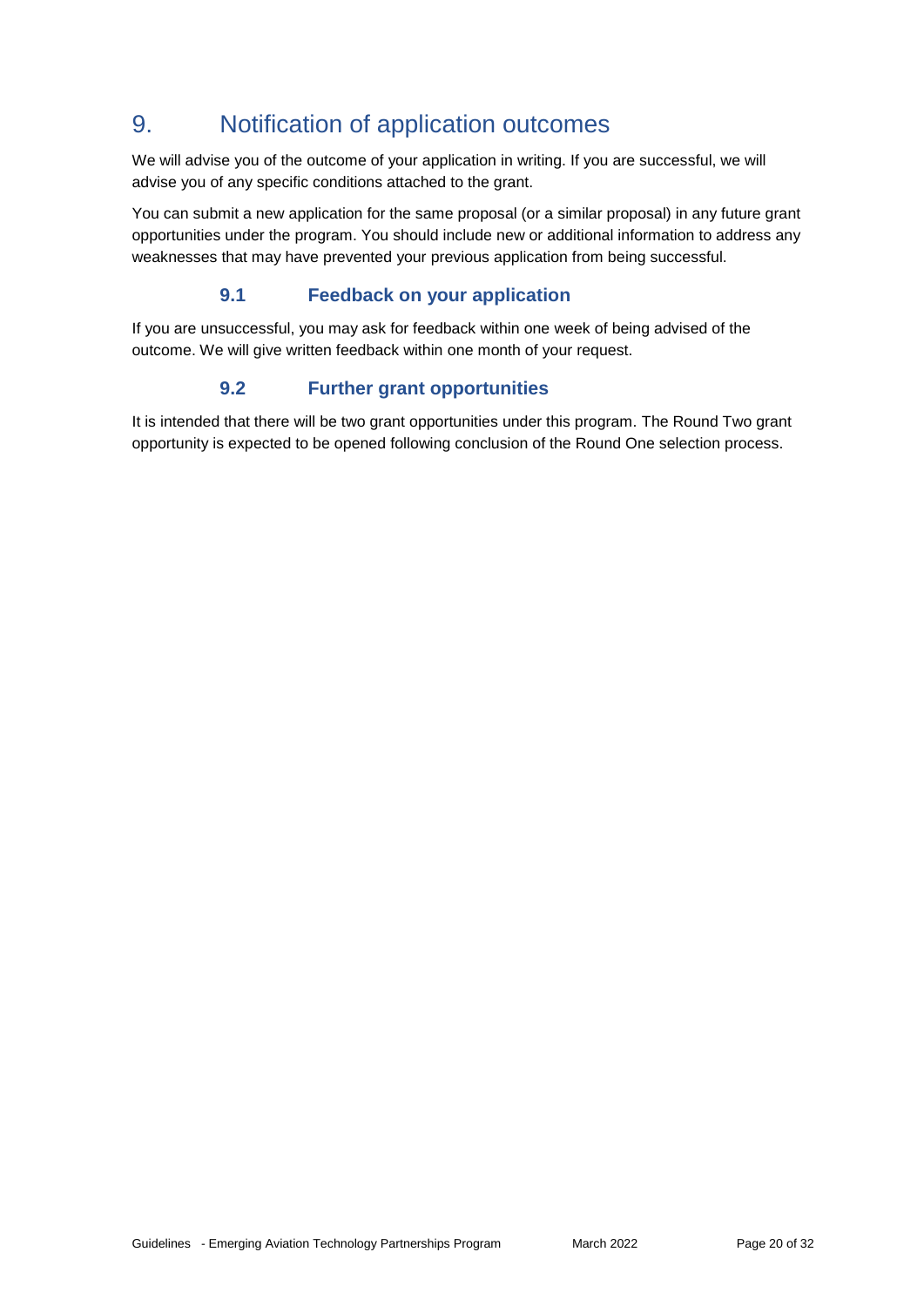# 9. Notification of application outcomes

We will advise you of the outcome of your application in writing. If you are successful, we will advise you of any specific conditions attached to the grant.

You can submit a new application for the same proposal (or a similar proposal) in any future grant opportunities under the program. You should include new or additional information to address any weaknesses that may have prevented your previous application from being successful.

## 9.1 Feedback on your application

If you are unsuccessful, you may ask for feedback within one week of being advised of the outcome. We will give written feedback within one month of your request.

## 9.2 Further grant opportunities

It is intended that there will be two grant opportunities under this program. The Round Two grant opportunity is expected to be opened following conclusion of the Round One selection process.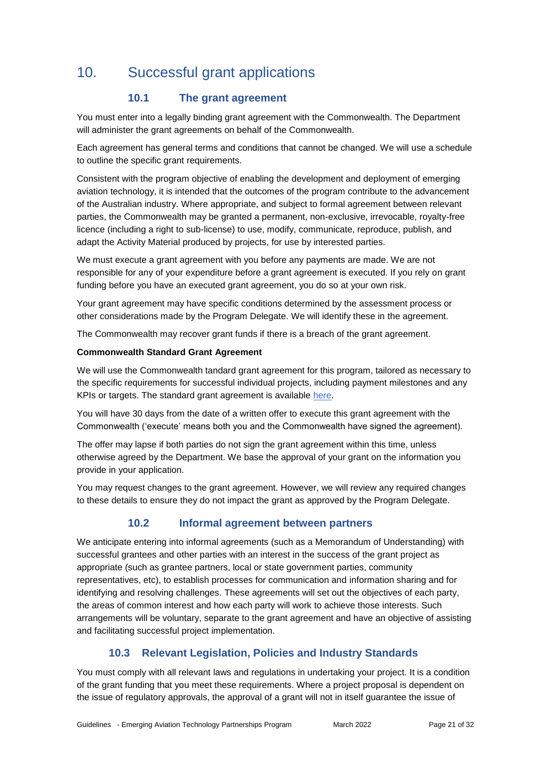# 10. Successful grant applications

## 10.1 The grant agreement

You must enter into a legally binding grant agreement with the Commonwealth. The Department will administer the grant agreements on behalf of the Commonwealth.

Each agreement has general terms and conditions that cannot be changed. We will use a schedule to outline the specific grant requirements.

Consistent with the program objective of enabling the development and deployment of emerging aviation technology, it is intended that the outcomes of the program contribute to the advancement of the Australian industry. Where appropriate, and subject to formal agreement between relevant parties, the Commonwealth may be granted a permanent, non-exclusive, irrevocable, royalty-free licence (including a right to sub-license) to use, modify, communicate, reproduce, publish, and adapt the Activity Material produced by projects, for use by interested parties.

We must execute a grant agreement with you before any payments are made. We are not responsible for any of your expenditure before a grant agreement is executed. If you rely on grant funding before you have an executed grant agreement, you do so at your own risk.

Your grant agreement may have specific conditions determined by the assessment process or other considerations made by the Program Delegate. We will identify these in the agreement.

The Commonwealth may recover grant funds if there is a breach of the grant agreement.

**Commonwealth Standard Grant Agreement**

We will use the Commonwealth tandard grant agreement for this program, tailored as necessary to the specific requirements for successful individual projects, including payment milestones and any KPIs or targets. The standard grant agreement is available here.

You will have 30 days from the date of a written offer to execute this grant agreement with the Commonwealth ('execute' means both you and the Commonwealth have signed the agreement).

The offer may lapse if both parties do not sign the grant agreement within this time, unless otherwise agreed by the Department. We base the approval of your grant on the information you provide in your application.

You may request changes to the grant agreement. However, we will review any required changes to these details to ensure they do not impact the grant as approved by the Program Delegate.

## 10.2 Informal agreement between partners

We anticipate entering into informal agreements (such as a Memorandum of Understanding) with successful grantees and other parties with an interest in the success of the grant project as appropriate (such as grantee partners, local or state government parties, community representatives, etc), to establish processes for communication and information sharing and for identifying and resolving challenges. These agreements will set out the objectives of each party, the areas of common interest and how each party will work to achieve those interests. Such arrangements will be voluntary, separate to the grant agreement and have an objective of assisting and facilitating successful project implementation.

## 10.3 Relevant Legislation, Policies and Industry Standards

You must comply with all relevant laws and regulations in undertaking your project. It is a condition of the grant funding that you meet these requirements. Where a project proposal is dependent on the issue of regulatory approvals, the approval of a grant will not in itself guarantee the issue of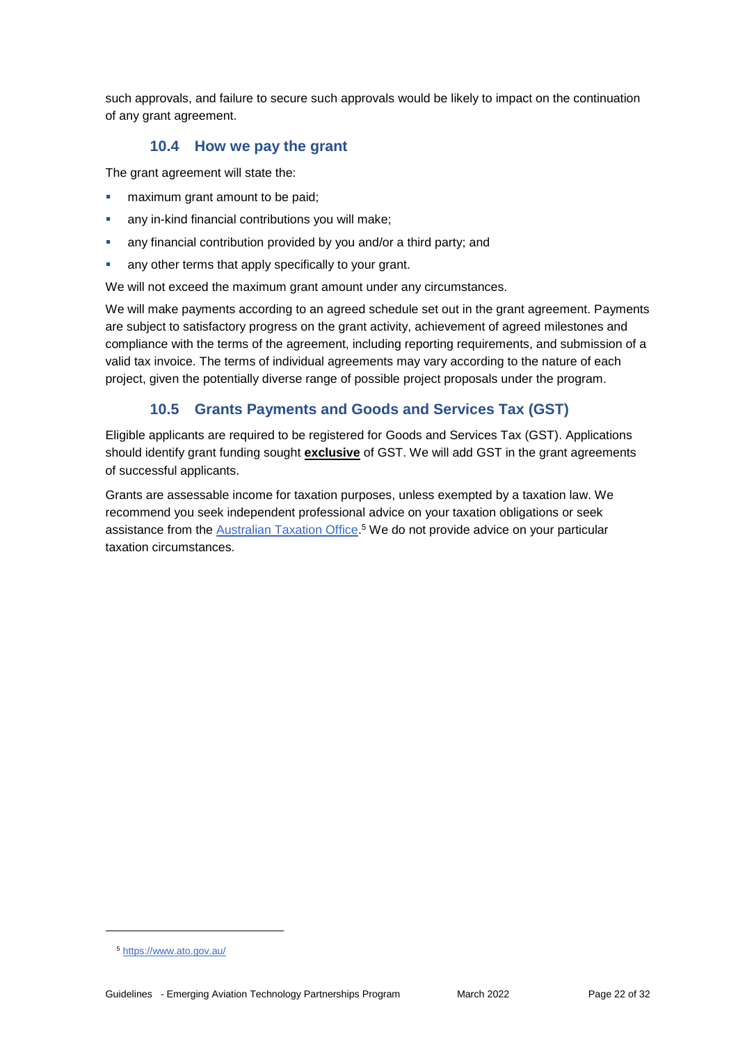such approvals, and failure to secure such approvals would be likely to impact on the continuation of any grant agreement.

### 10.4 How we pay the grant

The grant agreement will state the:

- maximum grant amount to be paid;
- any in-kind financial contributions you will make;
- any financial contribution provided by you and/or a third party; and
- any other terms that apply specifically to your grant.

We will not exceed the maximum grant amount under any circumstances.

We will make payments according to an agreed schedule set out in the grant agreement. Payments are subject to satisfactory progress on the grant activity, achievement of agreed milestones and compliance with the terms of the agreement, including reporting requirements, and submission of a valid tax invoice. The terms of individual agreements may vary according to the nature of each project, given the potentially diverse range of possible project proposals under the program.

### 10.5 Grants Payments and Goods and Services Tax (GST)

Eligible applicants are required to be registered for Goods and Services Tax (GST). Applications should identify grant funding sought **exclusive** of GST. We will add GST in the grant agreements of successful applicants.

Grants are assessable income for taxation purposes, unless exempted by a taxation law. We recommend you seek independent professional advice on your taxation obligations or seek assistance from the [Australian Taxation Office](https://www.ato.gov.au/).[5] We do not provide advice on your particular taxation circumstances.

---

[5] https://www.ato.gov.au/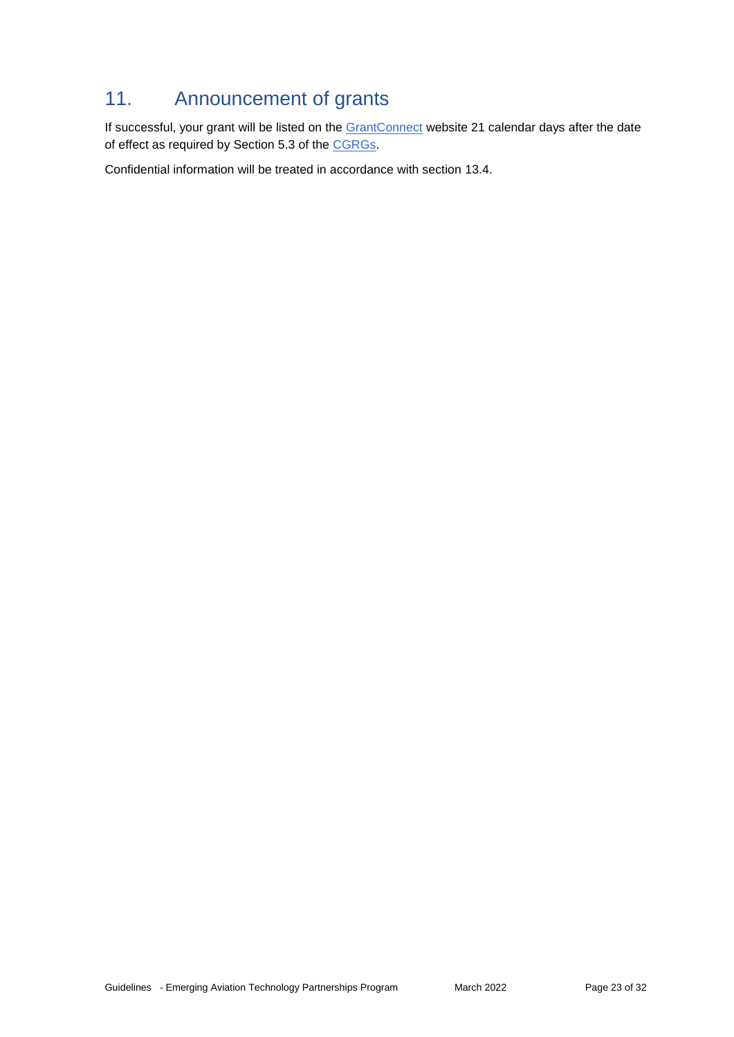# 11. Announcement of grants

If successful, your grant will be listed on the GrantConnect website 21 calendar days after the date of effect as required by Section 5.3 of the CGRGs.

Confidential information will be treated in accordance with section 13.4.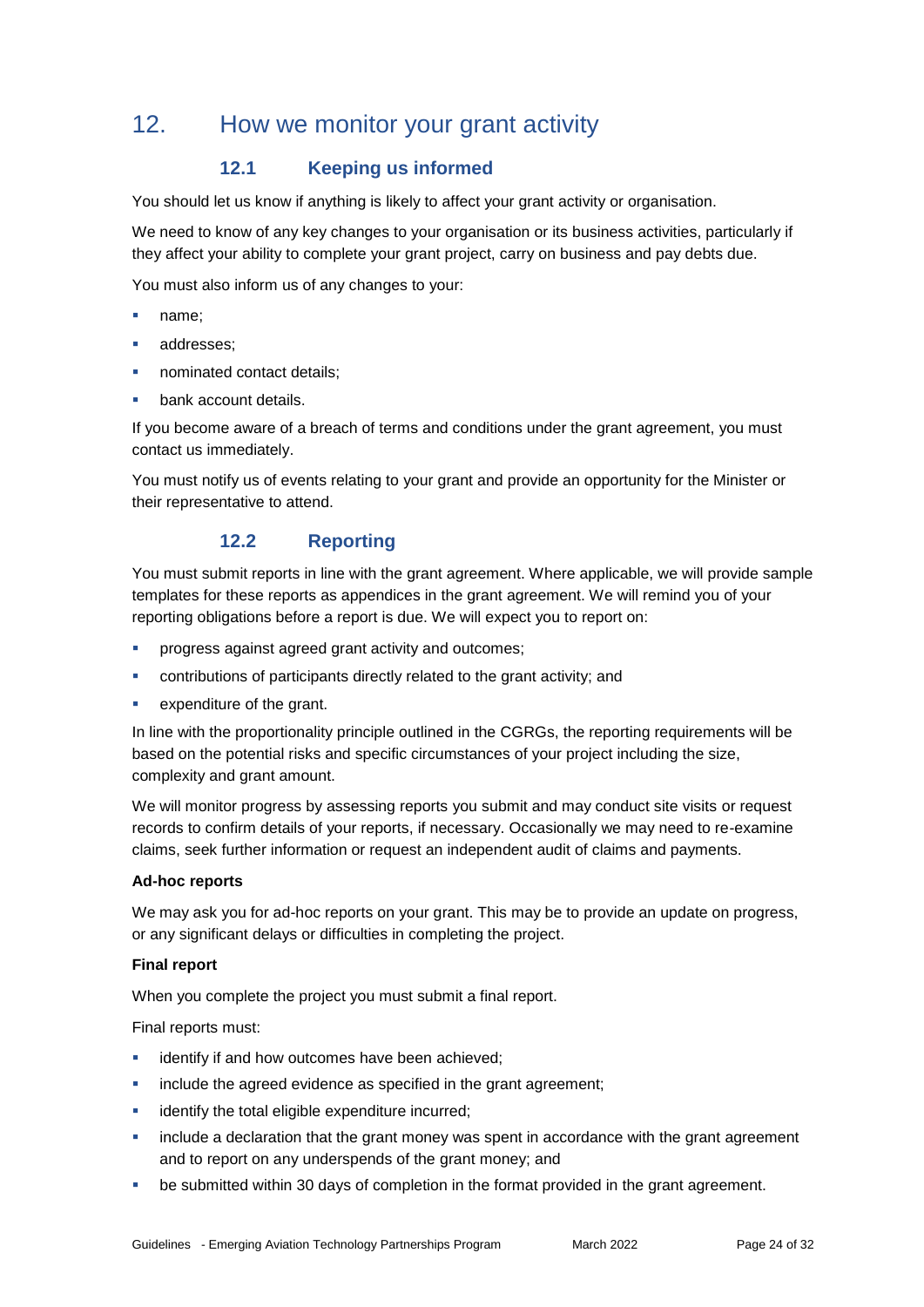# 12. How we monitor your grant activity

## 12.1 Keeping us informed

You should let us know if anything is likely to affect your grant activity or organisation.

We need to know of any key changes to your organisation or its business activities, particularly if they affect your ability to complete your grant project, carry on business and pay debts due.

You must also inform us of any changes to your:

- name;
- addresses;
- nominated contact details;
- bank account details.

If you become aware of a breach of terms and conditions under the grant agreement, you must contact us immediately.

You must notify us of events relating to your grant and provide an opportunity for the Minister or their representative to attend.

## 12.2 Reporting

You must submit reports in line with the grant agreement. Where applicable, we will provide sample templates for these reports as appendices in the grant agreement. We will remind you of your reporting obligations before a report is due. We will expect you to report on:

- progress against agreed grant activity and outcomes;
- contributions of participants directly related to the grant activity; and
- expenditure of the grant.

In line with the proportionality principle outlined in the CGRGs, the reporting requirements will be based on the potential risks and specific circumstances of your project including the size, complexity and grant amount.

We will monitor progress by assessing reports you submit and may conduct site visits or request records to confirm details of your reports, if necessary. Occasionally we may need to re-examine claims, seek further information or request an independent audit of claims and payments.

**Ad-hoc reports**

We may ask you for ad-hoc reports on your grant. This may be to provide an update on progress, or any significant delays or difficulties in completing the project.

**Final report**

When you complete the project you must submit a final report.

Final reports must:

- identify if and how outcomes have been achieved;
- include the agreed evidence as specified in the grant agreement;
- identify the total eligible expenditure incurred;
- include a declaration that the grant money was spent in accordance with the grant agreement and to report on any underspends of the grant money; and
- be submitted within 30 days of completion in the format provided in the grant agreement.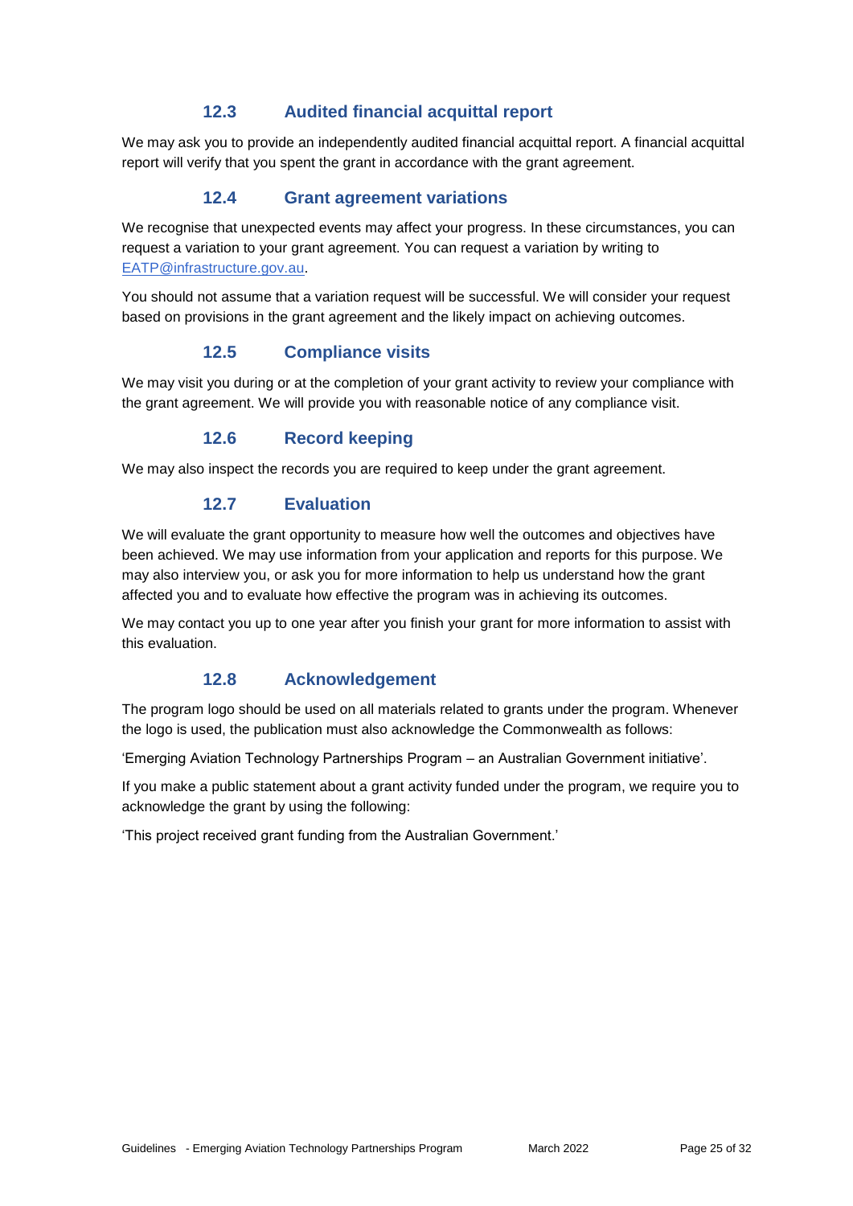### 12.3 Audited financial acquittal report

We may ask you to provide an independently audited financial acquittal report. A financial acquittal report will verify that you spent the grant in accordance with the grant agreement.

### 12.4 Grant agreement variations

We recognise that unexpected events may affect your progress. In these circumstances, you can request a variation to your grant agreement. You can request a variation by writing to EATP@infrastructure.gov.au.

You should not assume that a variation request will be successful. We will consider your request based on provisions in the grant agreement and the likely impact on achieving outcomes.

### 12.5 Compliance visits

We may visit you during or at the completion of your grant activity to review your compliance with the grant agreement. We will provide you with reasonable notice of any compliance visit.

### 12.6 Record keeping

We may also inspect the records you are required to keep under the grant agreement.

### 12.7 Evaluation

We will evaluate the grant opportunity to measure how well the outcomes and objectives have been achieved. We may use information from your application and reports for this purpose. We may also interview you, or ask you for more information to help us understand how the grant affected you and to evaluate how effective the program was in achieving its outcomes.

We may contact you up to one year after you finish your grant for more information to assist with this evaluation.

### 12.8 Acknowledgement

The program logo should be used on all materials related to grants under the program. Whenever the logo is used, the publication must also acknowledge the Commonwealth as follows:

'Emerging Aviation Technology Partnerships Program – an Australian Government initiative'.

If you make a public statement about a grant activity funded under the program, we require you to acknowledge the grant by using the following:

'This project received grant funding from the Australian Government.'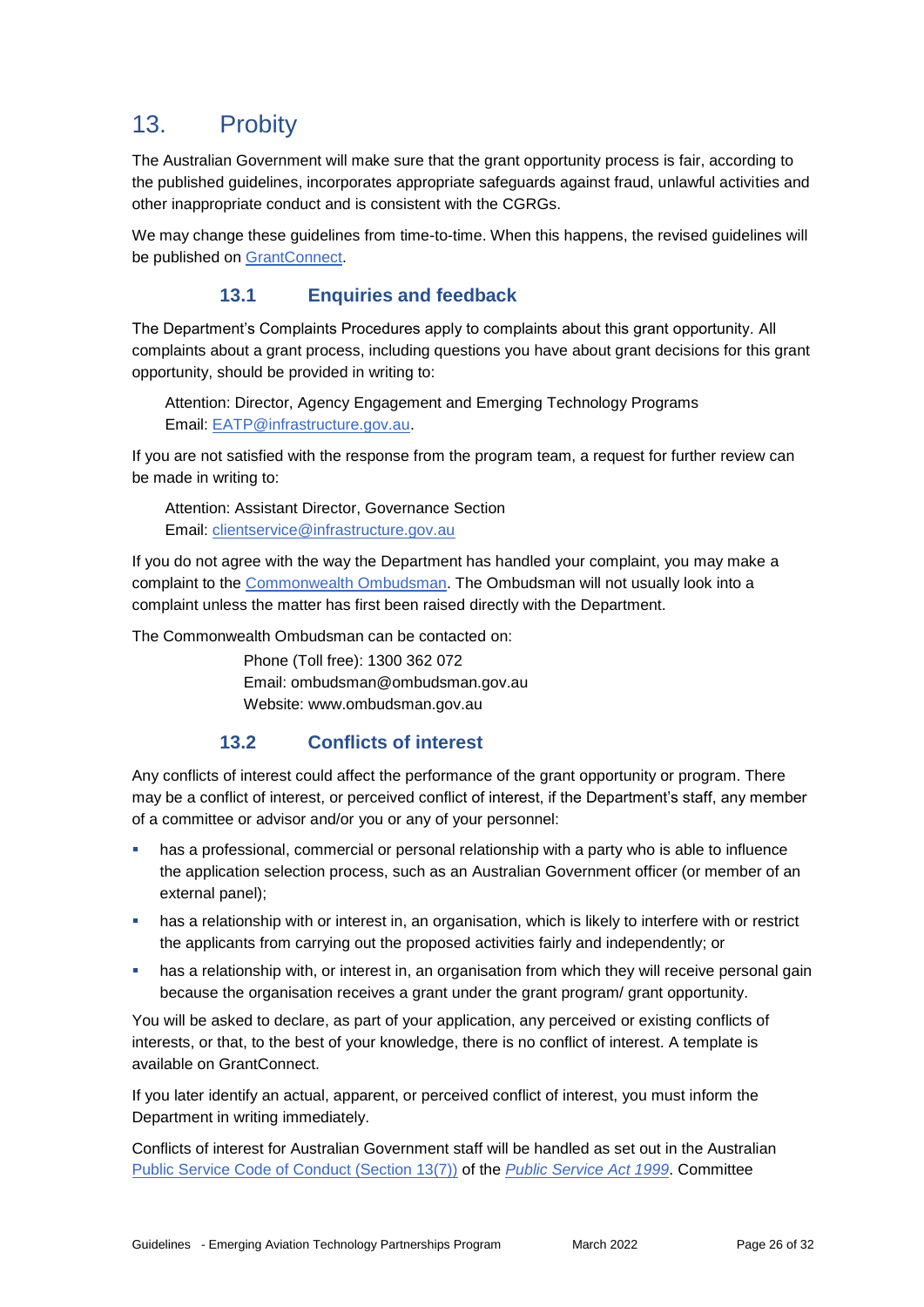# 13. Probity

The Australian Government will make sure that the grant opportunity process is fair, according to the published guidelines, incorporates appropriate safeguards against fraud, unlawful activities and other inappropriate conduct and is consistent with the CGRGs.

We may change these guidelines from time-to-time. When this happens, the revised guidelines will be published on [GrantConnect](GrantConnect).

## 13.1 Enquiries and feedback

The Department's Complaints Procedures apply to complaints about this grant opportunity. All complaints about a grant process, including questions you have about grant decisions for this grant opportunity, should be provided in writing to:

> Attention: Director, Agency Engagement and Emerging Technology Programs
> Email: [EATP@infrastructure.gov.au](mailto:EATP@infrastructure.gov.au).

If you are not satisfied with the response from the program team, a request for further review can be made in writing to:

> Attention: Assistant Director, Governance Section
> Email: [clientservice@infrastructure.gov.au](mailto:clientservice@infrastructure.gov.au)

If you do not agree with the way the Department has handled your complaint, you may make a complaint to the [Commonwealth Ombudsman](Commonwealth Ombudsman). The Ombudsman will not usually look into a complaint unless the matter has first been raised directly with the Department.

The Commonwealth Ombudsman can be contacted on:

> Phone (Toll free): 1300 362 072
> Email: ombudsman@ombudsman.gov.au
> Website: www.ombudsman.gov.au

## 13.2 Conflicts of interest

Any conflicts of interest could affect the performance of the grant opportunity or program. There may be a conflict of interest, or perceived conflict of interest, if the Department's staff, any member of a committee or advisor and/or you or any of your personnel:

- has a professional, commercial or personal relationship with a party who is able to influence the application selection process, such as an Australian Government officer (or member of an external panel);
- has a relationship with or interest in, an organisation, which is likely to interfere with or restrict the applicants from carrying out the proposed activities fairly and independently; or
- has a relationship with, or interest in, an organisation from which they will receive personal gain because the organisation receives a grant under the grant program/ grant opportunity.

You will be asked to declare, as part of your application, any perceived or existing conflicts of interests, or that, to the best of your knowledge, there is no conflict of interest. A template is available on GrantConnect.

If you later identify an actual, apparent, or perceived conflict of interest, you must inform the Department in writing immediately.

Conflicts of interest for Australian Government staff will be handled as set out in the Australian [Public Service Code of Conduct (Section 13(7))](Public Service Code of Conduct (Section 13(7))) of the [*Public Service Act 1999*](Public Service Act 1999). Committee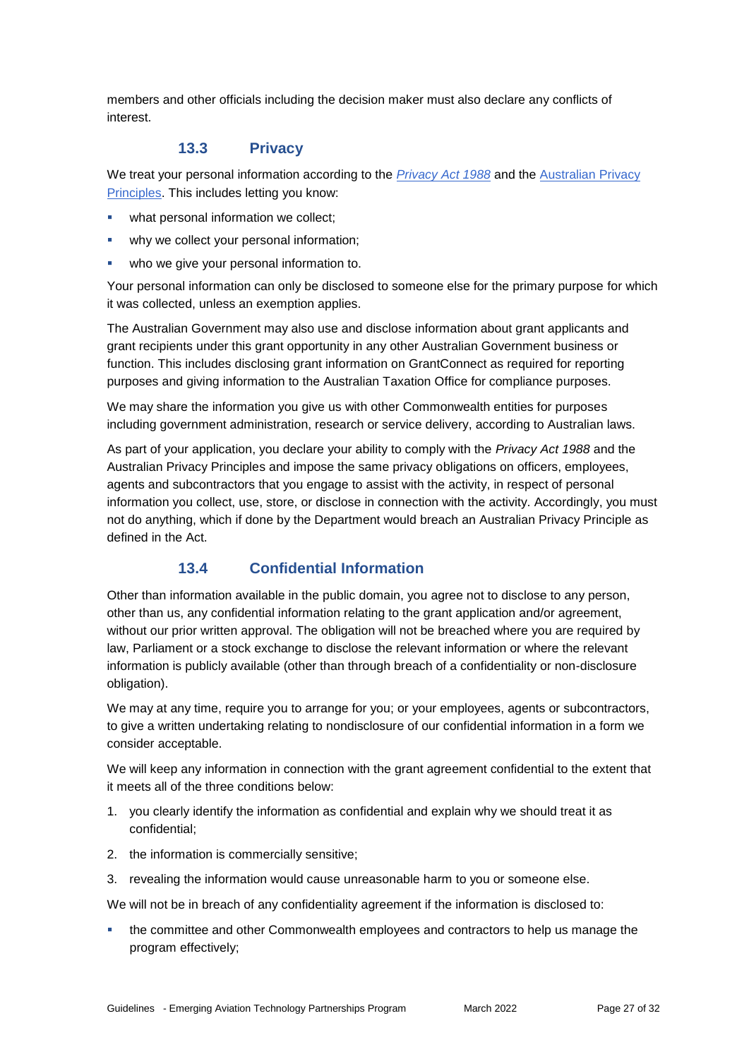members and other officials including the decision maker must also declare any conflicts of interest.

### 13.3 Privacy

We treat your personal information according to the *Privacy Act 1988* and the Australian Privacy Principles. This includes letting you know:

- what personal information we collect;
- why we collect your personal information;
- who we give your personal information to.

Your personal information can only be disclosed to someone else for the primary purpose for which it was collected, unless an exemption applies.

The Australian Government may also use and disclose information about grant applicants and grant recipients under this grant opportunity in any other Australian Government business or function. This includes disclosing grant information on GrantConnect as required for reporting purposes and giving information to the Australian Taxation Office for compliance purposes.

We may share the information you give us with other Commonwealth entities for purposes including government administration, research or service delivery, according to Australian laws.

As part of your application, you declare your ability to comply with the *Privacy Act 1988* and the Australian Privacy Principles and impose the same privacy obligations on officers, employees, agents and subcontractors that you engage to assist with the activity, in respect of personal information you collect, use, store, or disclose in connection with the activity. Accordingly, you must not do anything, which if done by the Department would breach an Australian Privacy Principle as defined in the Act.

### 13.4 Confidential Information

Other than information available in the public domain, you agree not to disclose to any person, other than us, any confidential information relating to the grant application and/or agreement, without our prior written approval. The obligation will not be breached where you are required by law, Parliament or a stock exchange to disclose the relevant information or where the relevant information is publicly available (other than through breach of a confidentiality or non-disclosure obligation).

We may at any time, require you to arrange for you; or your employees, agents or subcontractors, to give a written undertaking relating to nondisclosure of our confidential information in a form we consider acceptable.

We will keep any information in connection with the grant agreement confidential to the extent that it meets all of the three conditions below:

1. you clearly identify the information as confidential and explain why we should treat it as confidential;
2. the information is commercially sensitive;
3. revealing the information would cause unreasonable harm to you or someone else.

We will not be in breach of any confidentiality agreement if the information is disclosed to:

- the committee and other Commonwealth employees and contractors to help us manage the program effectively;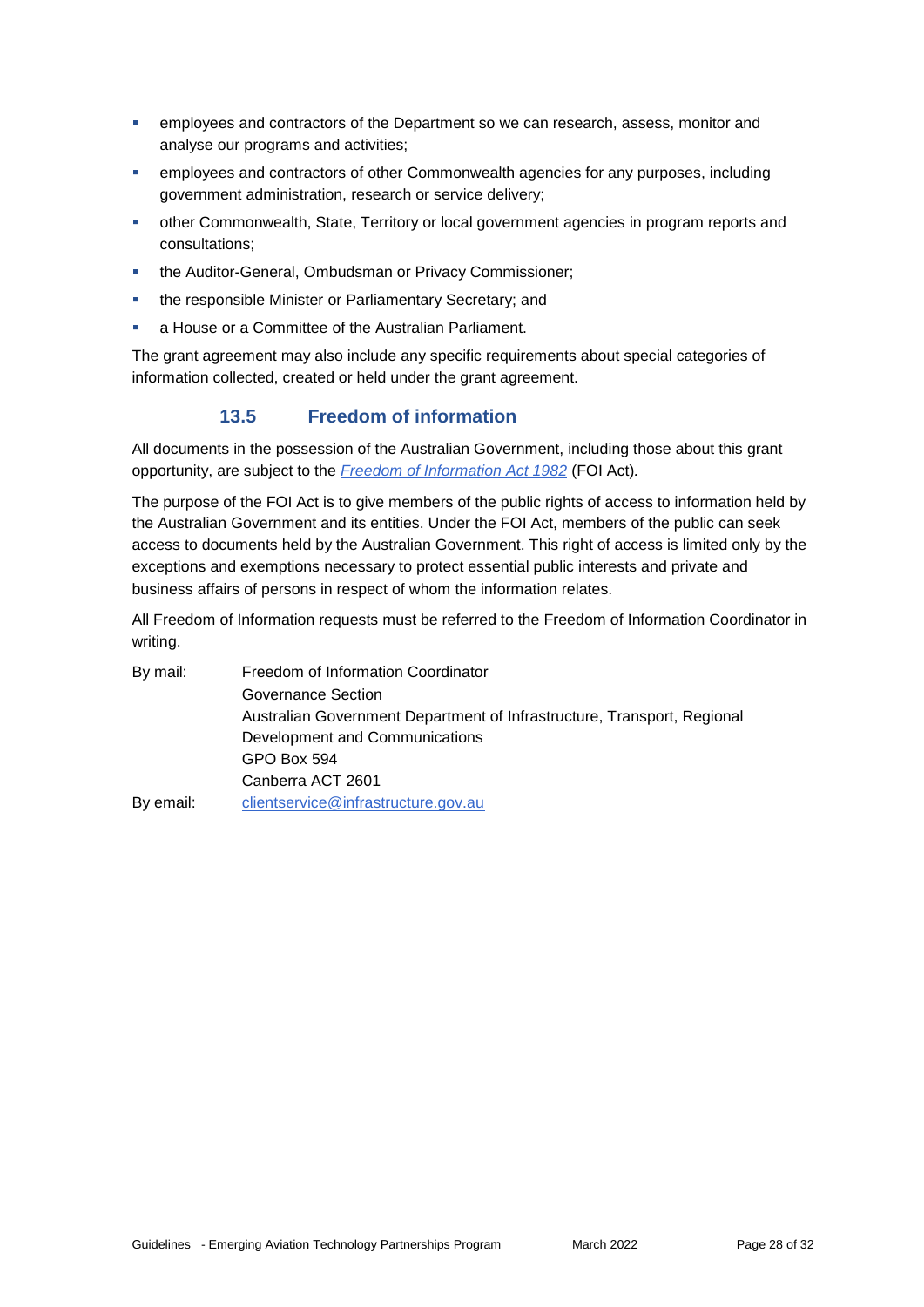- employees and contractors of the Department so we can research, assess, monitor and analyse our programs and activities;
- employees and contractors of other Commonwealth agencies for any purposes, including government administration, research or service delivery;
- other Commonwealth, State, Territory or local government agencies in program reports and consultations;
- the Auditor-General, Ombudsman or Privacy Commissioner;
- the responsible Minister or Parliamentary Secretary; and
- a House or a Committee of the Australian Parliament.

The grant agreement may also include any specific requirements about special categories of information collected, created or held under the grant agreement.

### 13.5 Freedom of information

All documents in the possession of the Australian Government, including those about this grant opportunity, are subject to the *Freedom of Information Act 1982* (FOI Act).

The purpose of the FOI Act is to give members of the public rights of access to information held by the Australian Government and its entities. Under the FOI Act, members of the public can seek access to documents held by the Australian Government. This right of access is limited only by the exceptions and exemptions necessary to protect essential public interests and private and business affairs of persons in respect of whom the information relates.

All Freedom of Information requests must be referred to the Freedom of Information Coordinator in writing.

By mail:
Freedom of Information Coordinator
Governance Section
Australian Government Department of Infrastructure, Transport, Regional Development and Communications
GPO Box 594
Canberra ACT 2601

By email: clientservice@infrastructure.gov.au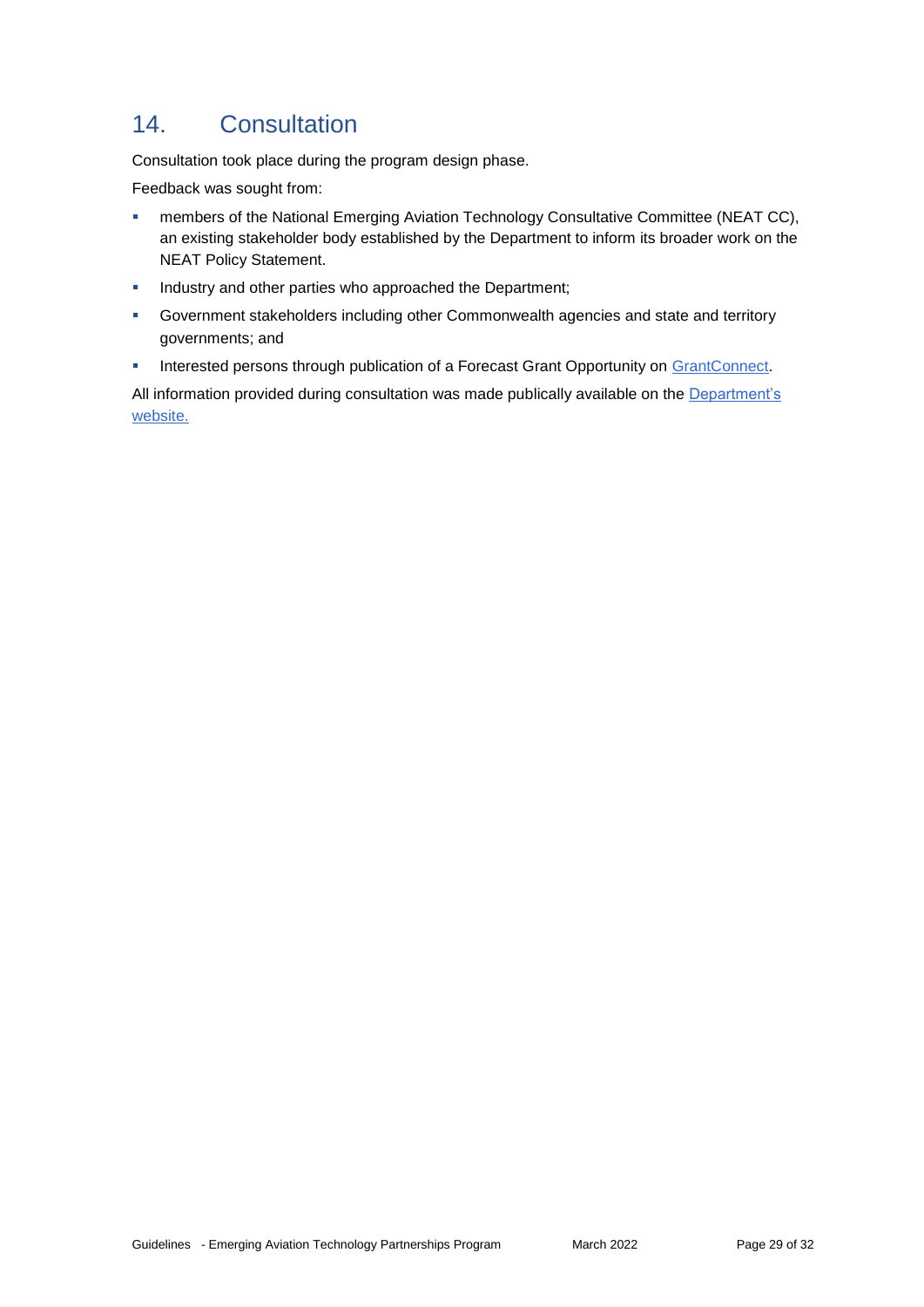# 14. Consultation

Consultation took place during the program design phase.

Feedback was sought from:

- members of the National Emerging Aviation Technology Consultative Committee (NEAT CC), an existing stakeholder body established by the Department to inform its broader work on the NEAT Policy Statement.
- Industry and other parties who approached the Department;
- Government stakeholders including other Commonwealth agencies and state and territory governments; and
- Interested persons through publication of a Forecast Grant Opportunity on [GrantConnect](GrantConnect).

All information provided during consultation was made publically available on the [Department's website.](Department's website.)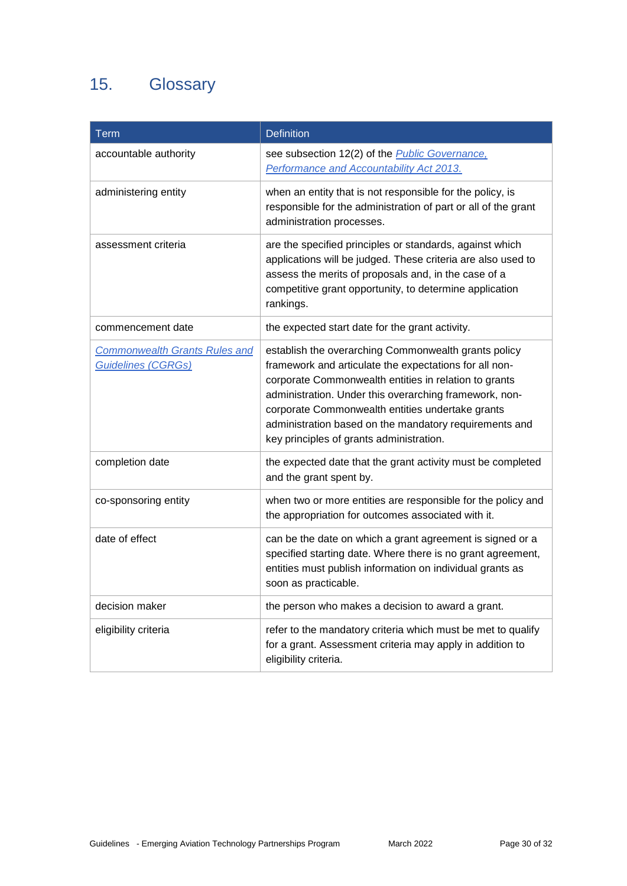## 15. Glossary

| Term | Definition |
|---|---|
| accountable authority | see subsection 12(2) of the *Public Governance, Performance and Accountability Act 2013.* |
| administering entity | when an entity that is not responsible for the policy, is responsible for the administration of part or all of the grant administration processes. |
| assessment criteria | are the specified principles or standards, against which applications will be judged. These criteria are also used to assess the merits of proposals and, in the case of a competitive grant opportunity, to determine application rankings. |
| commencement date | the expected start date for the grant activity. |
| *Commonwealth Grants Rules and Guidelines (CGRGs)* | establish the overarching Commonwealth grants policy framework and articulate the expectations for all non-corporate Commonwealth entities in relation to grants administration. Under this overarching framework, non-corporate Commonwealth entities undertake grants administration based on the mandatory requirements and key principles of grants administration. |
| completion date | the expected date that the grant activity must be completed and the grant spent by. |
| co-sponsoring entity | when two or more entities are responsible for the policy and the appropriation for outcomes associated with it. |
| date of effect | can be the date on which a grant agreement is signed or a specified starting date. Where there is no grant agreement, entities must publish information on individual grants as soon as practicable. |
| decision maker | the person who makes a decision to award a grant. |
| eligibility criteria | refer to the mandatory criteria which must be met to qualify for a grant. Assessment criteria may apply in addition to eligibility criteria. |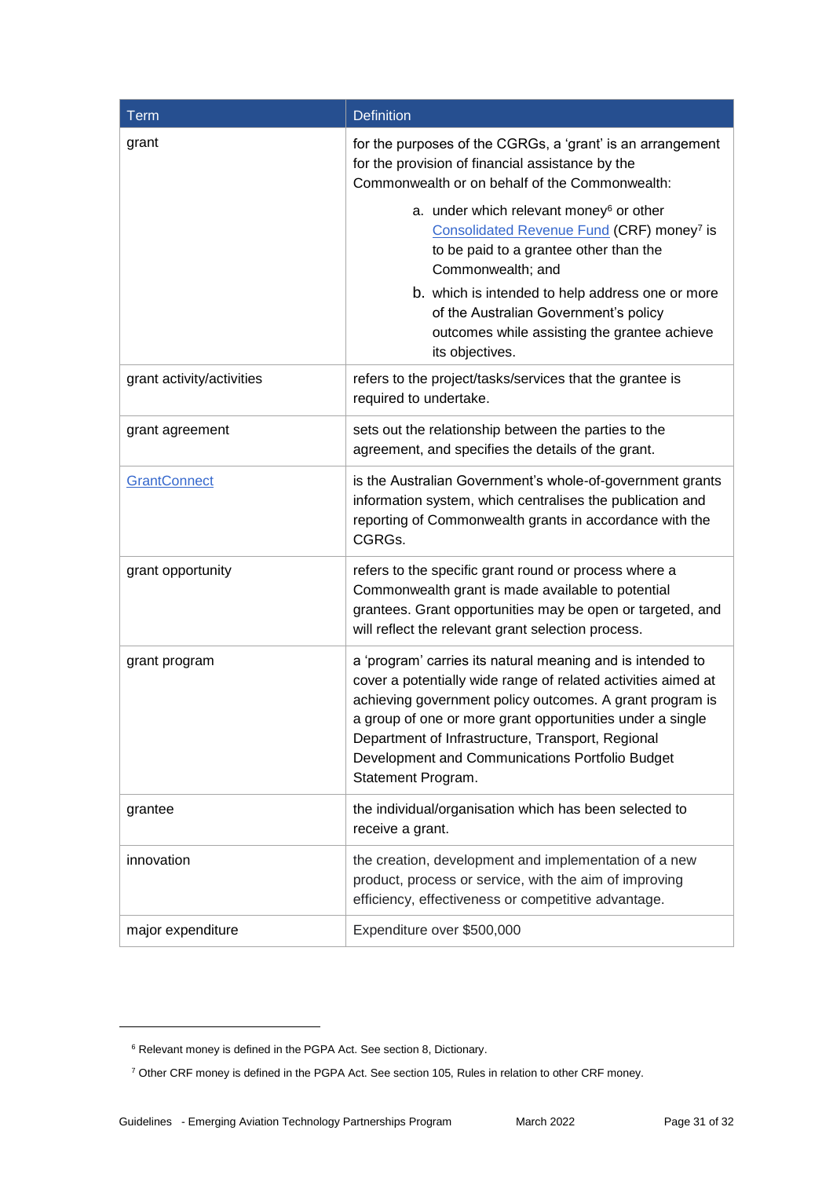| Term | Definition |
| --- | --- |
| grant | for the purposes of the CGRGs, a 'grant' is an arrangement for the provision of financial assistance by the Commonwealth or on behalf of the Commonwealth:<br><br>a. under which relevant money[6] or other Consolidated Revenue Fund (CRF) money[7] is to be paid to a grantee other than the Commonwealth; and<br>b. which is intended to help address one or more of the Australian Government's policy outcomes while assisting the grantee achieve its objectives. |
| grant activity/activities | refers to the project/tasks/services that the grantee is required to undertake. |
| grant agreement | sets out the relationship between the parties to the agreement, and specifies the details of the grant. |
| GrantConnect | is the Australian Government's whole-of-government grants information system, which centralises the publication and reporting of Commonwealth grants in accordance with the CGRGs. |
| grant opportunity | refers to the specific grant round or process where a Commonwealth grant is made available to potential grantees. Grant opportunities may be open or targeted, and will reflect the relevant grant selection process. |
| grant program | a 'program' carries its natural meaning and is intended to cover a potentially wide range of related activities aimed at achieving government policy outcomes. A grant program is a group of one or more grant opportunities under a single Department of Infrastructure, Transport, Regional Development and Communications Portfolio Budget Statement Program. |
| grantee | the individual/organisation which has been selected to receive a grant. |
| innovation | the creation, development and implementation of a new product, process or service, with the aim of improving efficiency, effectiveness or competitive advantage. |
| major expenditure | Expenditure over $500,000 |

[6] Relevant money is defined in the PGPA Act. See section 8, Dictionary.

[7] Other CRF money is defined in the PGPA Act. See section 105, Rules in relation to other CRF money.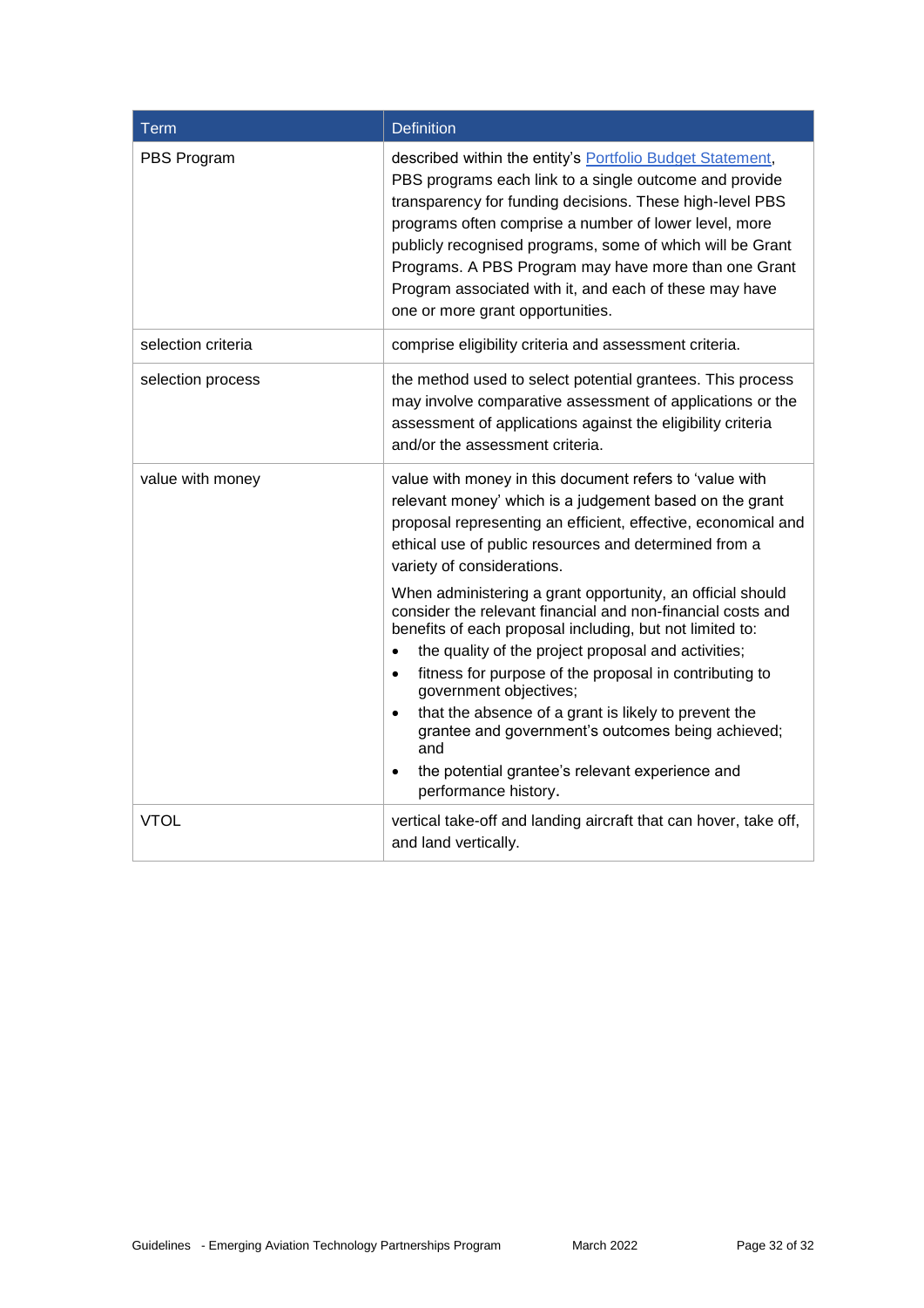| Term | Definition |
| --- | --- |
| PBS Program | described within the entity's Portfolio Budget Statement, PBS programs each link to a single outcome and provide transparency for funding decisions. These high-level PBS programs often comprise a number of lower level, more publicly recognised programs, some of which will be Grant Programs. A PBS Program may have more than one Grant Program associated with it, and each of these may have one or more grant opportunities. |
| selection criteria | comprise eligibility criteria and assessment criteria. |
| selection process | the method used to select potential grantees. This process may involve comparative assessment of applications or the assessment of applications against the eligibility criteria and/or the assessment criteria. |
| value with money | value with money in this document refers to 'value with relevant money' which is a judgement based on the grant proposal representing an efficient, effective, economical and ethical use of public resources and determined from a variety of considerations.<br><br>When administering a grant opportunity, an official should consider the relevant financial and non-financial costs and benefits of each proposal including, but not limited to:<br>• the quality of the project proposal and activities;<br>• fitness for purpose of the proposal in contributing to government objectives;<br>• that the absence of a grant is likely to prevent the grantee and government's outcomes being achieved; and<br>• the potential grantee's relevant experience and performance history. |
| VTOL | vertical take-off and landing aircraft that can hover, take off, and land vertically. |